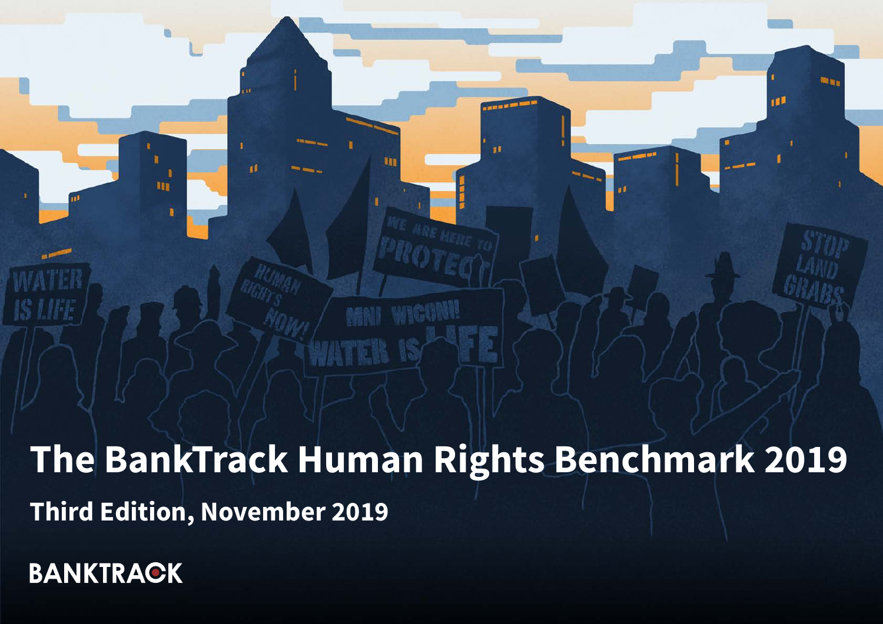# The BankTrack Human Rights Benchmark 2019

**Third Edition, November 2019**

BANKTRACK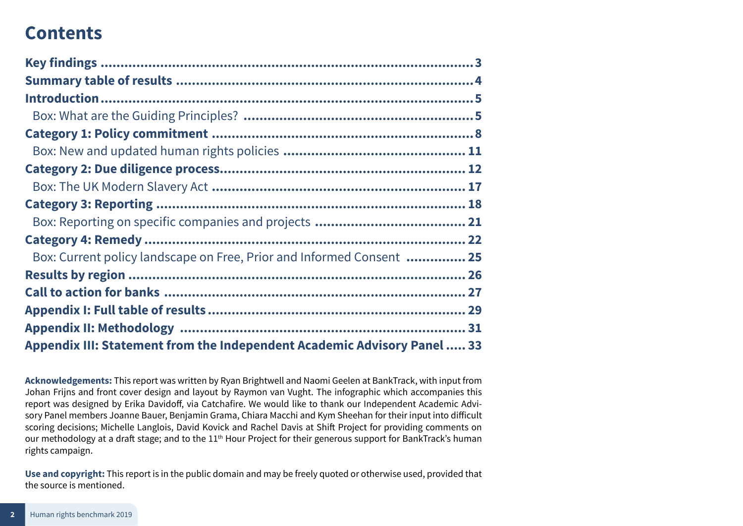# Contents

| | |
|---|---|
| **Key findings** | **3** |
| **Summary table of results** | **4** |
| **Introduction** | **5** |
| Box: What are the Guiding Principles? | **5** |
| **Category 1: Policy commitment** | **8** |
| Box: New and updated human rights policies | **11** |
| **Category 2: Due diligence process** | **12** |
| Box: The UK Modern Slavery Act | **17** |
| **Category 3: Reporting** | **18** |
| Box: Reporting on specific companies and projects | **21** |
| **Category 4: Remedy** | **22** |
| Box: Current policy landscape on Free, Prior and Informed Consent | **25** |
| **Results by region** | **26** |
| **Call to action for banks** | **27** |
| **Appendix I: Full table of results** | **29** |
| **Appendix II: Methodology** | **31** |
| **Appendix III: Statement from the Independent Academic Advisory Panel** | **33** |

**Acknowledgements:** This report was written by Ryan Brightwell and Naomi Geelen at BankTrack, with input from Johan Frijns and front cover design and layout by Raymon van Vught. The infographic which accompanies this report was designed by Erika Davidoff, via Catchafire. We would like to thank our Independent Academic Advisory Panel members Joanne Bauer, Benjamin Grama, Chiara Macchi and Kym Sheehan for their input into difficult scoring decisions; Michelle Langlois, David Kovick and Rachel Davis at Shift Project for providing comments on our methodology at a draft stage; and to the 11th Hour Project for their generous support for BankTrack's human rights campaign.

**Use and copyright:** This report is in the public domain and may be freely quoted or otherwise used, provided that the source is mentioned.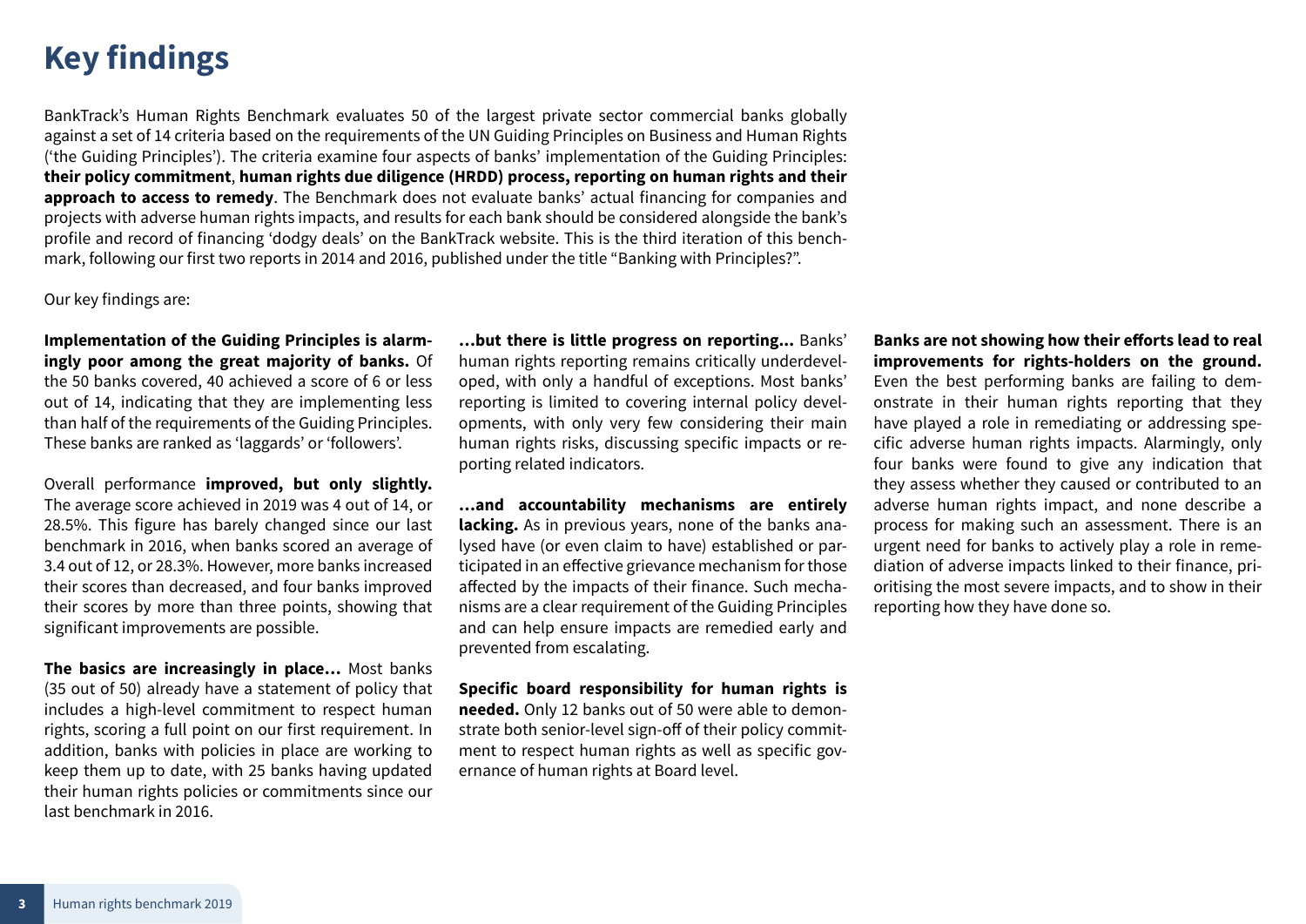# Key findings

BankTrack's Human Rights Benchmark evaluates 50 of the largest private sector commercial banks globally against a set of 14 criteria based on the requirements of the UN Guiding Principles on Business and Human Rights ('the Guiding Principles'). The criteria examine four aspects of banks' implementation of the Guiding Principles: **their policy commitment**, **human rights due diligence (HRDD) process, reporting on human rights and their approach to access to remedy**. The Benchmark does not evaluate banks' actual financing for companies and projects with adverse human rights impacts, and results for each bank should be considered alongside the bank's profile and record of financing 'dodgy deals' on the BankTrack website. This is the third iteration of this benchmark, following our first two reports in 2014 and 2016, published under the title "Banking with Principles?".

Our key findings are:

**Implementation of the Guiding Principles is alarmingly poor among the great majority of banks.** Of the 50 banks covered, 40 achieved a score of 6 or less out of 14, indicating that they are implementing less than half of the requirements of the Guiding Principles. These banks are ranked as 'laggards' or 'followers'.

Overall performance **improved, but only slightly.** The average score achieved in 2019 was 4 out of 14, or 28.5%. This figure has barely changed since our last benchmark in 2016, when banks scored an average of 3.4 out of 12, or 28.3%. However, more banks increased their scores than decreased, and four banks improved their scores by more than three points, showing that significant improvements are possible.

**The basics are increasingly in place…** Most banks (35 out of 50) already have a statement of policy that includes a high-level commitment to respect human rights, scoring a full point on our first requirement. In addition, banks with policies in place are working to keep them up to date, with 25 banks having updated their human rights policies or commitments since our last benchmark in 2016.

**…but there is little progress on reporting…** Banks' human rights reporting remains critically underdeveloped, with only a handful of exceptions. Most banks' reporting is limited to covering internal policy developments, with only very few considering their main human rights risks, discussing specific impacts or reporting related indicators.

**…and accountability mechanisms are entirely lacking.** As in previous years, none of the banks analysed have (or even claim to have) established or participated in an effective grievance mechanism for those affected by the impacts of their finance. Such mechanisms are a clear requirement of the Guiding Principles and can help ensure impacts are remedied early and prevented from escalating.

**Specific board responsibility for human rights is needed.** Only 12 banks out of 50 were able to demonstrate both senior-level sign-off of their policy commitment to respect human rights as well as specific governance of human rights at Board level.

**Banks are not showing how their efforts lead to real improvements for rights-holders on the ground.** Even the best performing banks are failing to demonstrate in their human rights reporting that they have played a role in remediating or addressing specific adverse human rights impacts. Alarmingly, only four banks were found to give any indication that they assess whether they caused or contributed to an adverse human rights impact, and none describe a process for making such an assessment. There is an urgent need for banks to actively play a role in remediation of adverse impacts linked to their finance, prioritising the most severe impacts, and to show in their reporting how they have done so.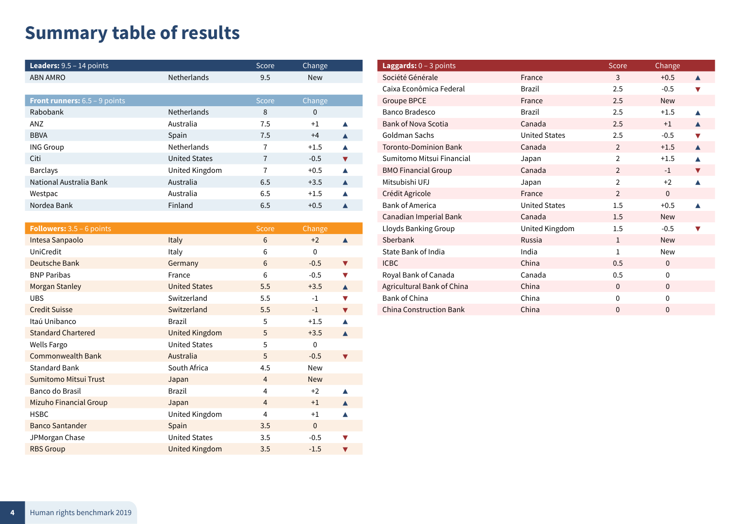# Summary table of results

| **Leaders:** 9.5 – 14 points | | Score | Change | |
|---|---|---|---|---|
| ABN AMRO | Netherlands | 9.5 | New | |

| **Front runners:** 6.5 – 9 points | | Score | Change | |
|---|---|---|---|---|
| Rabobank | Netherlands | 8 | 0 | |
| ANZ | Australia | 7.5 | +1 | ▲ |
| BBVA | Spain | 7.5 | +4 | ▲ |
| ING Group | Netherlands | 7 | +1.5 | ▲ |
| Citi | United States | 7 | -0.5 | ▼ |
| Barclays | United Kingdom | 7 | +0.5 | ▲ |
| National Australia Bank | Australia | 6.5 | +3.5 | ▲ |
| Westpac | Australia | 6.5 | +1.5 | ▲ |
| Nordea Bank | Finland | 6.5 | +0.5 | ▲ |

| **Followers:** 3.5 – 6 points | | Score | Change | |
|---|---|---|---|---|
| Intesa Sanpaolo | Italy | 6 | +2 | ▲ |
| UniCredit | Italy | 6 | 0 | |
| Deutsche Bank | Germany | 6 | -0.5 | ▼ |
| BNP Paribas | France | 6 | -0.5 | ▼ |
| Morgan Stanley | United States | 5.5 | +3.5 | ▲ |
| UBS | Switzerland | 5.5 | -1 | ▼ |
| Credit Suisse | Switzerland | 5.5 | -1 | ▼ |
| Itaú Unibanco | Brazil | 5 | +1.5 | ▲ |
| Standard Chartered | United Kingdom | 5 | +3.5 | ▲ |
| Wells Fargo | United States | 5 | 0 | |
| Commonwealth Bank | Australia | 5 | -0.5 | ▼ |
| Standard Bank | South Africa | 4.5 | New | |
| Sumitomo Mitsui Trust | Japan | 4 | New | |
| Banco do Brasil | Brazil | 4 | +2 | ▲ |
| Mizuho Financial Group | Japan | 4 | +1 | ▲ |
| HSBC | United Kingdom | 4 | +1 | ▲ |
| Banco Santander | Spain | 3.5 | 0 | |
| JPMorgan Chase | United States | 3.5 | -0.5 | ▼ |
| RBS Group | United Kingdom | 3.5 | -1.5 | ▼ |

| **Laggards:** 0 – 3 points | | Score | Change | |
|---|---|---|---|---|
| Société Générale | France | 3 | +0.5 | ▲ |
| Caixa Econômica Federal | Brazil | 2.5 | -0.5 | ▼ |
| Groupe BPCE | France | 2.5 | New | |
| Banco Bradesco | Brazil | 2.5 | +1.5 | ▲ |
| Bank of Nova Scotia | Canada | 2.5 | +1 | ▲ |
| Goldman Sachs | United States | 2.5 | -0.5 | ▼ |
| Toronto-Dominion Bank | Canada | 2 | +1.5 | ▲ |
| Sumitomo Mitsui Financial | Japan | 2 | +1.5 | ▲ |
| BMO Financial Group | Canada | 2 | -1 | ▼ |
| Mitsubishi UFJ | Japan | 2 | +2 | ▲ |
| Crédit Agricole | France | 2 | 0 | |
| Bank of America | United States | 1.5 | +0.5 | ▲ |
| Canadian Imperial Bank | Canada | 1.5 | New | |
| Lloyds Banking Group | United Kingdom | 1.5 | -0.5 | ▼ |
| Sberbank | Russia | 1 | New | |
| State Bank of India | India | 1 | New | |
| ICBC | China | 0.5 | 0 | |
| Royal Bank of Canada | Canada | 0.5 | 0 | |
| Agricultural Bank of China | China | 0 | 0 | |
| Bank of China | China | 0 | 0 | |
| China Construction Bank | China | 0 | 0 | |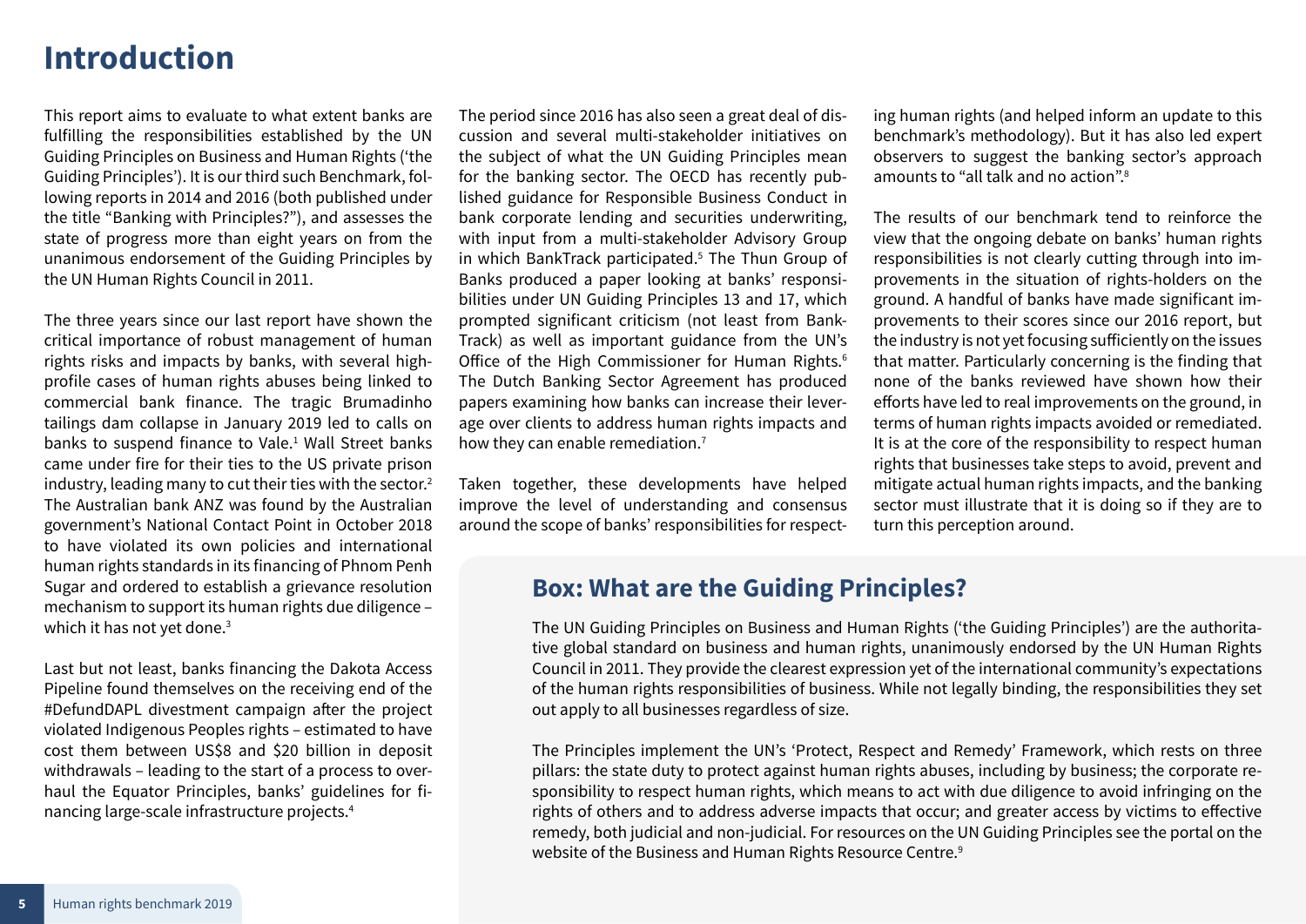# Introduction

This report aims to evaluate to what extent banks are fulfilling the responsibilities established by the UN Guiding Principles on Business and Human Rights ('the Guiding Principles'). It is our third such Benchmark, following reports in 2014 and 2016 (both published under the title "Banking with Principles?"), and assesses the state of progress more than eight years on from the unanimous endorsement of the Guiding Principles by the UN Human Rights Council in 2011.

The three years since our last report have shown the critical importance of robust management of human rights risks and impacts by banks, with several high-profile cases of human rights abuses being linked to commercial bank finance. The tragic Brumadinho tailings dam collapse in January 2019 led to calls on banks to suspend finance to Vale.[1] Wall Street banks came under fire for their ties to the US private prison industry, leading many to cut their ties with the sector.[2] The Australian bank ANZ was found by the Australian government's National Contact Point in October 2018 to have violated its own policies and international human rights standards in its financing of Phnom Penh Sugar and ordered to establish a grievance resolution mechanism to support its human rights due diligence – which it has not yet done.[3]

Last but not least, banks financing the Dakota Access Pipeline found themselves on the receiving end of the #DefundDAPL divestment campaign after the project violated Indigenous Peoples rights – estimated to have cost them between US$8 and $20 billion in deposit withdrawals – leading to the start of a process to overhaul the Equator Principles, banks' guidelines for financing large-scale infrastructure projects.[4]

The period since 2016 has also seen a great deal of discussion and several multi-stakeholder initiatives on the subject of what the UN Guiding Principles mean for the banking sector. The OECD has recently published guidance for Responsible Business Conduct in bank corporate lending and securities underwriting, with input from a multi-stakeholder Advisory Group in which BankTrack participated.[5] The Thun Group of Banks produced a paper looking at banks' responsibilities under UN Guiding Principles 13 and 17, which prompted significant criticism (not least from BankTrack) as well as important guidance from the UN's Office of the High Commissioner for Human Rights.[6] The Dutch Banking Sector Agreement has produced papers examining how banks can increase their leverage over clients to address human rights impacts and how they can enable remediation.[7]

Taken together, these developments have helped improve the level of understanding and consensus around the scope of banks' responsibilities for respecting human rights (and helped inform an update to this benchmark's methodology). But it has also led expert observers to suggest the banking sector's approach amounts to "all talk and no action".[8]

The results of our benchmark tend to reinforce the view that the ongoing debate on banks' human rights responsibilities is not clearly cutting through into improvements in the situation of rights-holders on the ground. A handful of banks have made significant improvements to their scores since our 2016 report, but the industry is not yet focusing sufficiently on the issues that matter. Particularly concerning is the finding that none of the banks reviewed have shown how their efforts have led to real improvements on the ground, in terms of human rights impacts avoided or remediated. It is at the core of the responsibility to respect human rights that businesses take steps to avoid, prevent and mitigate actual human rights impacts, and the banking sector must illustrate that it is doing so if they are to turn this perception around.

## Box: What are the Guiding Principles?

The UN Guiding Principles on Business and Human Rights ('the Guiding Principles') are the authoritative global standard on business and human rights, unanimously endorsed by the UN Human Rights Council in 2011. They provide the clearest expression yet of the international community's expectations of the human rights responsibilities of business. While not legally binding, the responsibilities they set out apply to all businesses regardless of size.

The Principles implement the UN's 'Protect, Respect and Remedy' Framework, which rests on three pillars: the state duty to protect against human rights abuses, including by business; the corporate responsibility to respect human rights, which means to act with due diligence to avoid infringing on the rights of others and to address adverse impacts that occur; and greater access by victims to effective remedy, both judicial and non-judicial. For resources on the UN Guiding Principles see the portal on the website of the Business and Human Rights Resource Centre.[9]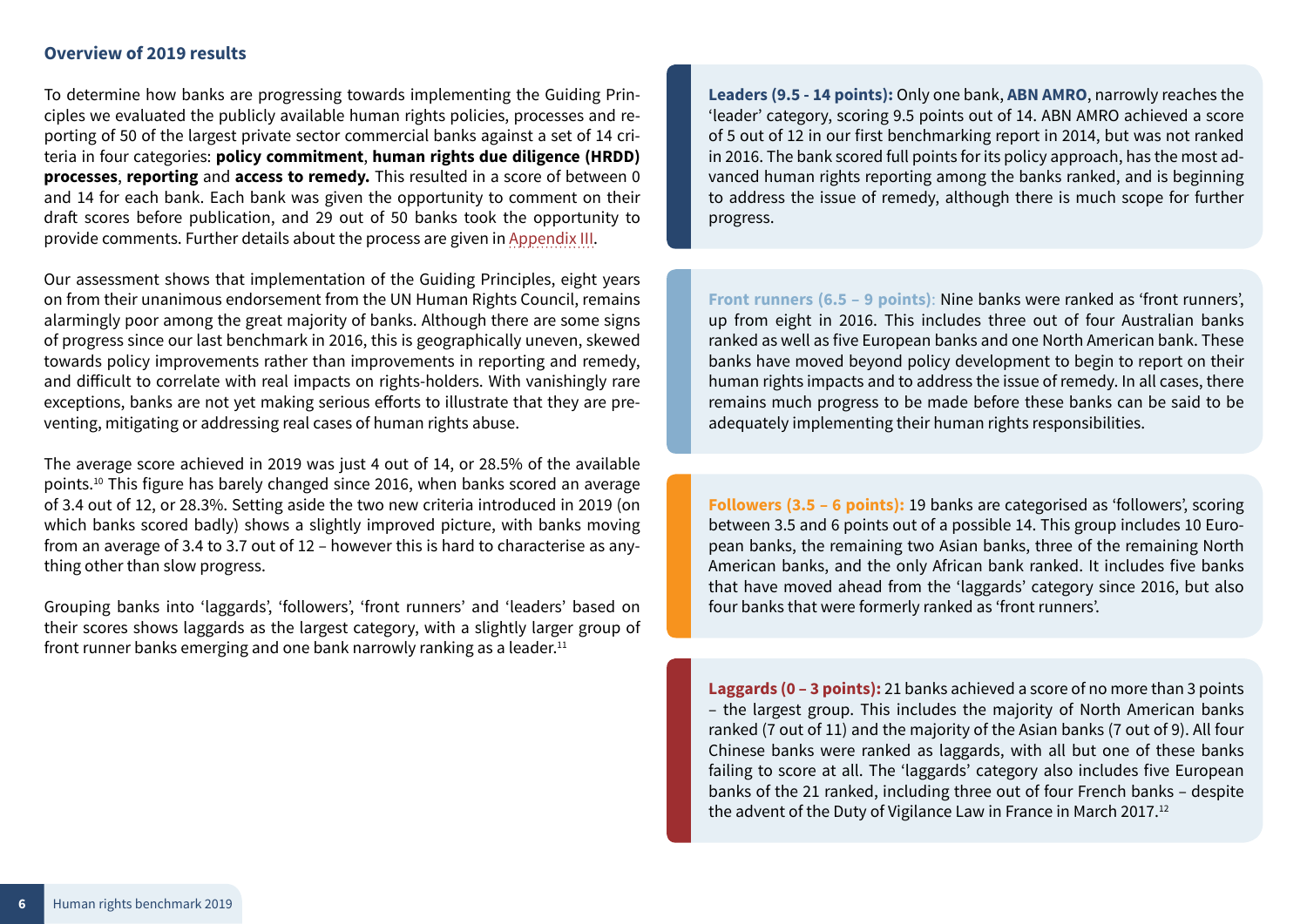## Overview of 2019 results

To determine how banks are progressing towards implementing the Guiding Principles we evaluated the publicly available human rights policies, processes and reporting of 50 of the largest private sector commercial banks against a set of 14 criteria in four categories: **policy commitment**, **human rights due diligence (HRDD) processes**, **reporting** and **access to remedy.** This resulted in a score of between 0 and 14 for each bank. Each bank was given the opportunity to comment on their draft scores before publication, and 29 out of 50 banks took the opportunity to provide comments. Further details about the process are given in Appendix III.

Our assessment shows that implementation of the Guiding Principles, eight years on from their unanimous endorsement from the UN Human Rights Council, remains alarmingly poor among the great majority of banks. Although there are some signs of progress since our last benchmark in 2016, this is geographically uneven, skewed towards policy improvements rather than improvements in reporting and remedy, and difficult to correlate with real impacts on rights-holders. With vanishingly rare exceptions, banks are not yet making serious efforts to illustrate that they are preventing, mitigating or addressing real cases of human rights abuse.

The average score achieved in 2019 was just 4 out of 14, or 28.5% of the available points.[10] This figure has barely changed since 2016, when banks scored an average of 3.4 out of 12, or 28.3%. Setting aside the two new criteria introduced in 2019 (on which banks scored badly) shows a slightly improved picture, with banks moving from an average of 3.4 to 3.7 out of 12 – however this is hard to characterise as anything other than slow progress.

Grouping banks into 'laggards', 'followers', 'front runners' and 'leaders' based on their scores shows laggards as the largest category, with a slightly larger group of front runner banks emerging and one bank narrowly ranking as a leader.[11]

**Leaders (9.5 - 14 points):** Only one bank, **ABN AMRO**, narrowly reaches the 'leader' category, scoring 9.5 points out of 14. ABN AMRO achieved a score of 5 out of 12 in our first benchmarking report in 2014, but was not ranked in 2016. The bank scored full points for its policy approach, has the most advanced human rights reporting among the banks ranked, and is beginning to address the issue of remedy, although there is much scope for further progress.

**Front runners (6.5 – 9 points)**: Nine banks were ranked as 'front runners', up from eight in 2016. This includes three out of four Australian banks ranked as well as five European banks and one North American bank. These banks have moved beyond policy development to begin to report on their human rights impacts and to address the issue of remedy. In all cases, there remains much progress to be made before these banks can be said to be adequately implementing their human rights responsibilities.

**Followers (3.5 – 6 points):** 19 banks are categorised as 'followers', scoring between 3.5 and 6 points out of a possible 14. This group includes 10 European banks, the remaining two Asian banks, three of the remaining North American banks, and the only African bank ranked. It includes five banks that have moved ahead from the 'laggards' category since 2016, but also four banks that were formerly ranked as 'front runners'.

**Laggards (0 – 3 points):** 21 banks achieved a score of no more than 3 points – the largest group. This includes the majority of North American banks ranked (7 out of 11) and the majority of the Asian banks (7 out of 9). All four Chinese banks were ranked as laggards, with all but one of these banks failing to score at all. The 'laggards' category also includes five European banks of the 21 ranked, including three out of four French banks – despite the advent of the Duty of Vigilance Law in France in March 2017.[12]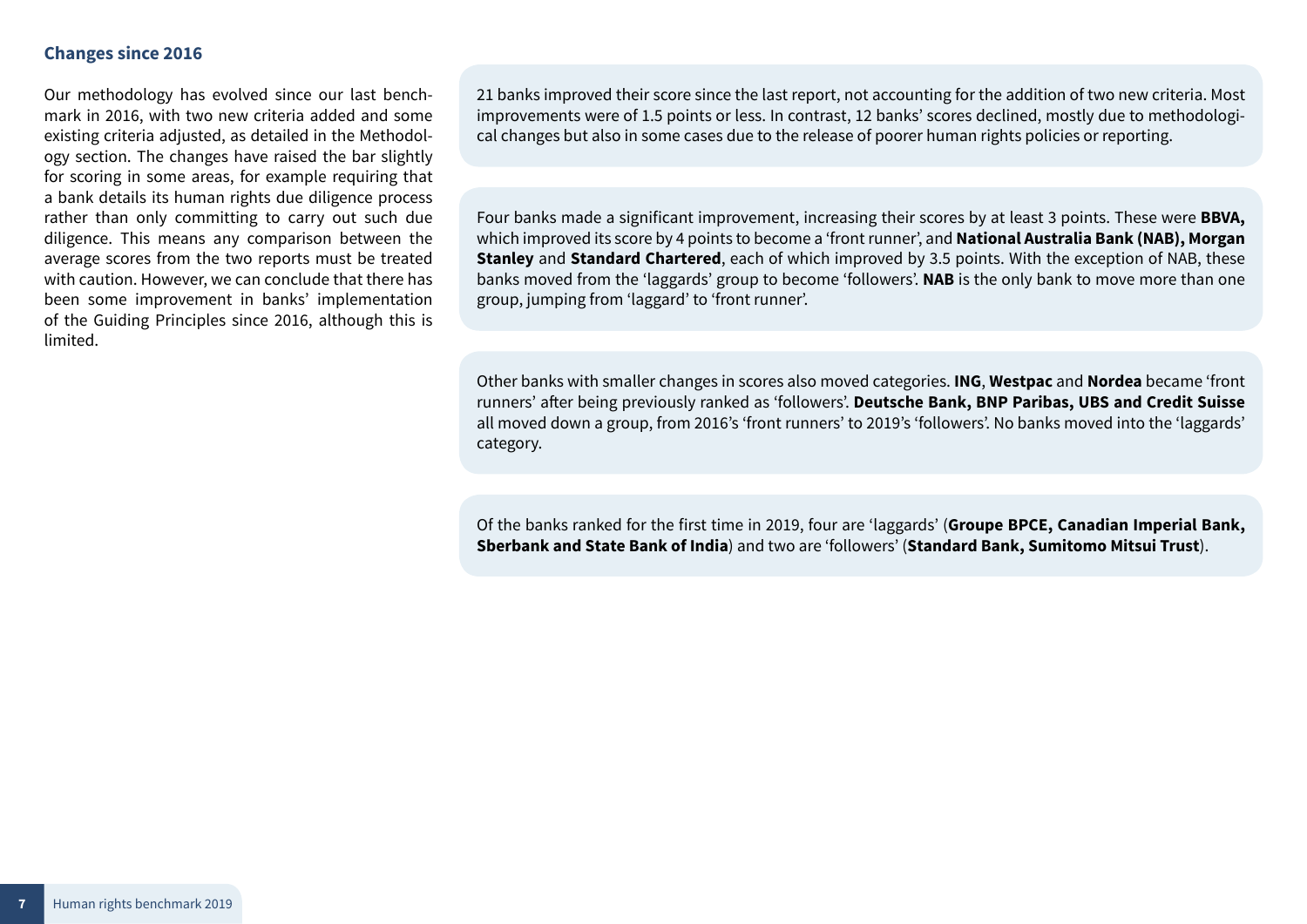## Changes since 2016

Our methodology has evolved since our last benchmark in 2016, with two new criteria added and some existing criteria adjusted, as detailed in the Methodology section. The changes have raised the bar slightly for scoring in some areas, for example requiring that a bank details its human rights due diligence process rather than only committing to carry out such due diligence. This means any comparison between the average scores from the two reports must be treated with caution. However, we can conclude that there has been some improvement in banks' implementation of the Guiding Principles since 2016, although this is limited.

21 banks improved their score since the last report, not accounting for the addition of two new criteria. Most improvements were of 1.5 points or less. In contrast, 12 banks' scores declined, mostly due to methodological changes but also in some cases due to the release of poorer human rights policies or reporting.

Four banks made a significant improvement, increasing their scores by at least 3 points. These were **BBVA,** which improved its score by 4 points to become a 'front runner', and **National Australia Bank (NAB), Morgan Stanley** and **Standard Chartered**, each of which improved by 3.5 points. With the exception of NAB, these banks moved from the 'laggards' group to become 'followers'. **NAB** is the only bank to move more than one group, jumping from 'laggard' to 'front runner'.

Other banks with smaller changes in scores also moved categories. **ING**, **Westpac** and **Nordea** became 'front runners' after being previously ranked as 'followers'. **Deutsche Bank, BNP Paribas, UBS and Credit Suisse** all moved down a group, from 2016's 'front runners' to 2019's 'followers'. No banks moved into the 'laggards' category.

Of the banks ranked for the first time in 2019, four are 'laggards' (**Groupe BPCE, Canadian Imperial Bank, Sberbank and State Bank of India**) and two are 'followers' (**Standard Bank, Sumitomo Mitsui Trust**).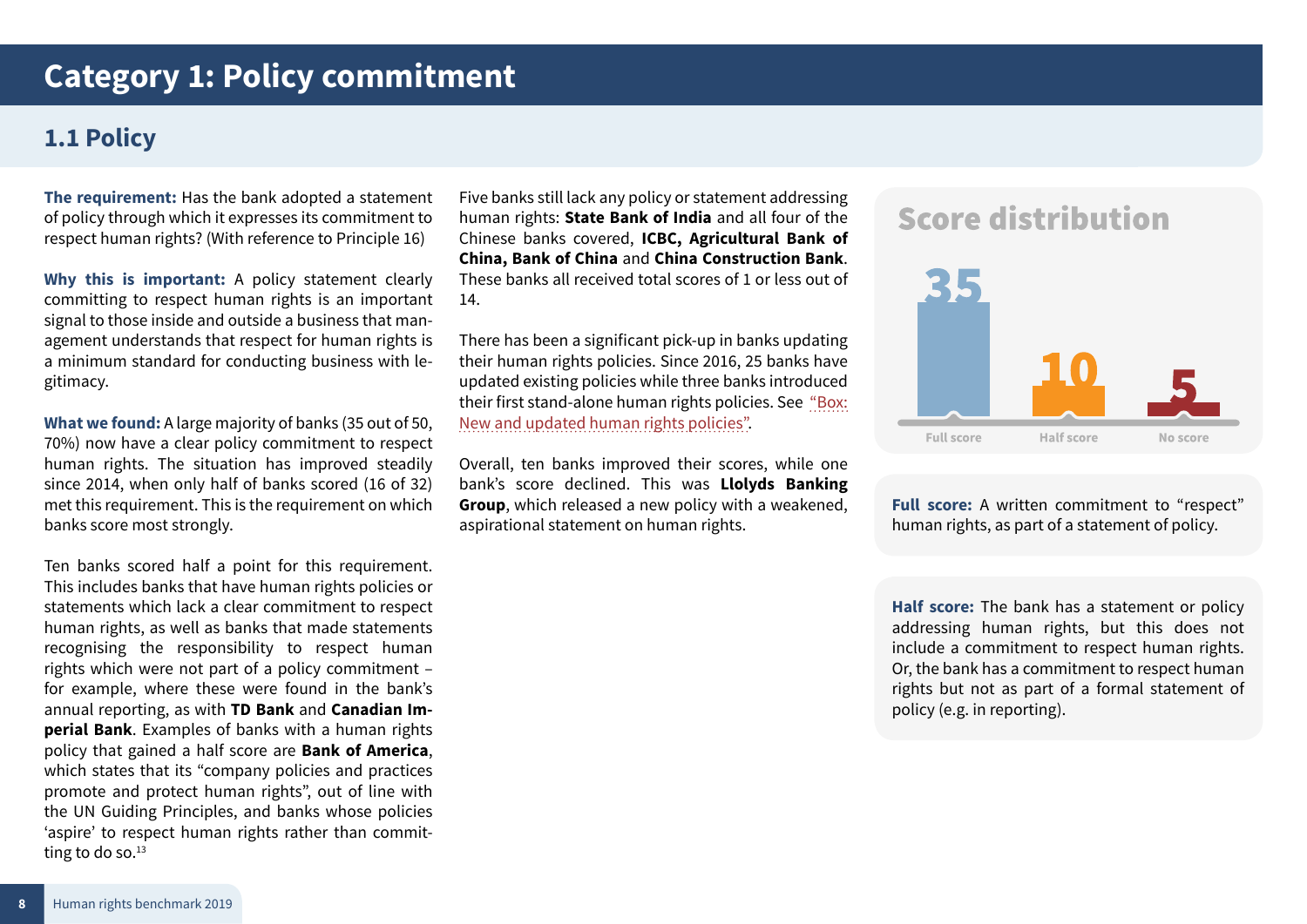# Category 1: Policy commitment

## 1.1 Policy

**The requirement:** Has the bank adopted a statement of policy through which it expresses its commitment to respect human rights? (With reference to Principle 16)

**Why this is important:** A policy statement clearly committing to respect human rights is an important signal to those inside and outside a business that management understands that respect for human rights is a minimum standard for conducting business with legitimacy.

**What we found:** A large majority of banks (35 out of 50, 70%) now have a clear policy commitment to respect human rights. The situation has improved steadily since 2014, when only half of banks scored (16 of 32) met this requirement. This is the requirement on which banks score most strongly.

Ten banks scored half a point for this requirement. This includes banks that have human rights policies or statements which lack a clear commitment to respect human rights, as well as banks that made statements recognising the responsibility to respect human rights which were not part of a policy commitment – for example, where these were found in the bank's annual reporting, as with **TD Bank** and **Canadian Imperial Bank**. Examples of banks with a human rights policy that gained a half score are **Bank of America**, which states that its "company policies and practices promote and protect human rights", out of line with the UN Guiding Principles, and banks whose policies 'aspire' to respect human rights rather than committing to do so.[13]

Five banks still lack any policy or statement addressing human rights: **State Bank of India** and all four of the Chinese banks covered, **ICBC, Agricultural Bank of China, Bank of China** and **China Construction Bank**. These banks all received total scores of 1 or less out of 14.

There has been a significant pick-up in banks updating their human rights policies. Since 2016, 25 banks have updated existing policies while three banks introduced their first stand-alone human rights policies. See "Box: New and updated human rights policies".

Overall, ten banks improved their scores, while one bank's score declined. This was **Llolyds Banking Group**, which released a new policy with a weakened, aspirational statement on human rights.

### Score distribution

| Full score | Half score | No score |
|---|---|---|
| 35 | 10 | 5 |

**Full score:** A written commitment to "respect" human rights, as part of a statement of policy.

**Half score:** The bank has a statement or policy addressing human rights, but this does not include a commitment to respect human rights. Or, the bank has a commitment to respect human rights but not as part of a formal statement of policy (e.g. in reporting).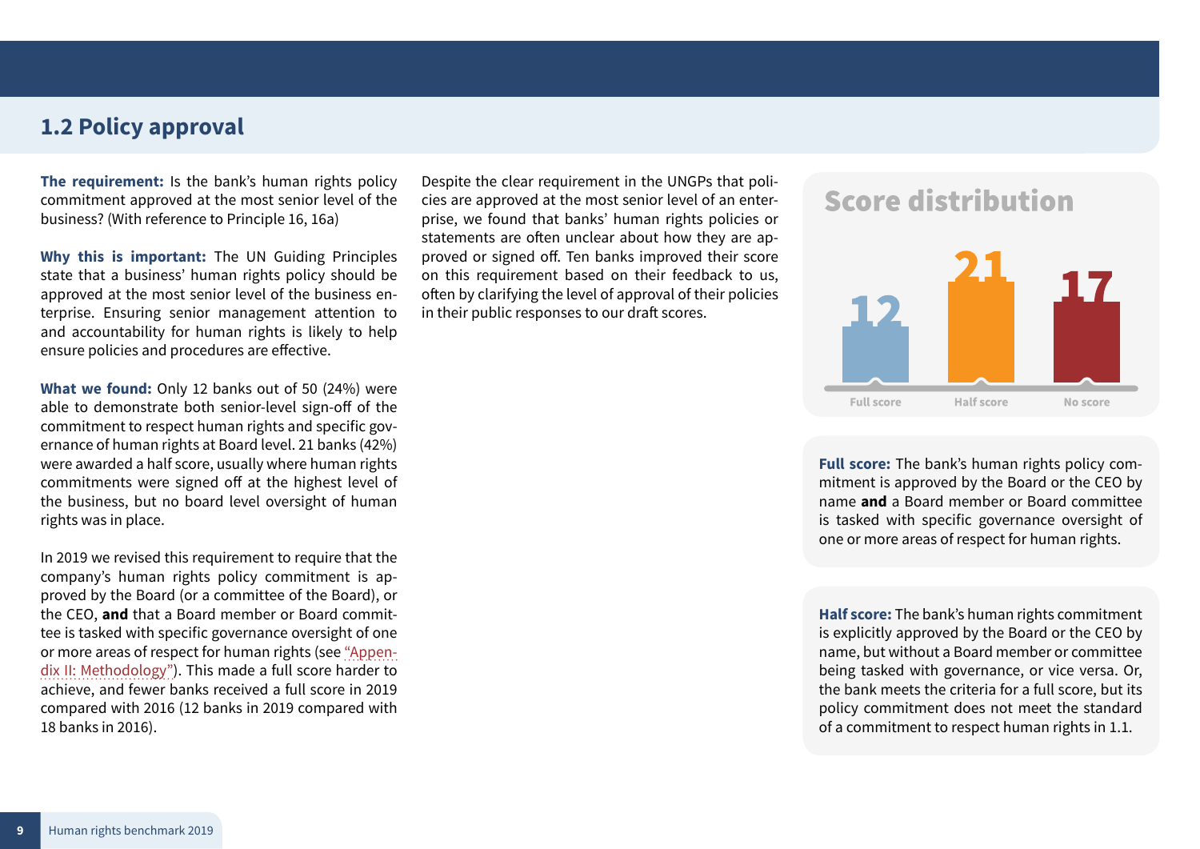## 1.2 Policy approval

**The requirement:** Is the bank's human rights policy commitment approved at the most senior level of the business? (With reference to Principle 16, 16a)

**Why this is important:** The UN Guiding Principles state that a business' human rights policy should be approved at the most senior level of the business enterprise. Ensuring senior management attention to and accountability for human rights is likely to help ensure policies and procedures are effective.

**What we found:** Only 12 banks out of 50 (24%) were able to demonstrate both senior-level sign-off of the commitment to respect human rights and specific governance of human rights at Board level. 21 banks (42%) were awarded a half score, usually where human rights commitments were signed off at the highest level of the business, but no board level oversight of human rights was in place.

In 2019 we revised this requirement to require that the company's human rights policy commitment is approved by the Board (or a committee of the Board), or the CEO, **and** that a Board member or Board committee is tasked with specific governance oversight of one or more areas of respect for human rights (see "Appendix II: Methodology"). This made a full score harder to achieve, and fewer banks received a full score in 2019 compared with 2016 (12 banks in 2019 compared with 18 banks in 2016).

Despite the clear requirement in the UNGPs that policies are approved at the most senior level of an enterprise, we found that banks' human rights policies or statements are often unclear about how they are approved or signed off. Ten banks improved their score on this requirement based on their feedback to us, often by clarifying the level of approval of their policies in their public responses to our draft scores.

### Score distribution

| Full score | Half score | No score |
|---|---|---|
| 12 | 21 | 17 |

**Full score:** The bank's human rights policy commitment is approved by the Board or the CEO by name **and** a Board member or Board committee is tasked with specific governance oversight of one or more areas of respect for human rights.

**Half score:** The bank's human rights commitment is explicitly approved by the Board or the CEO by name, but without a Board member or committee being tasked with governance, or vice versa. Or, the bank meets the criteria for a full score, but its policy commitment does not meet the standard of a commitment to respect human rights in 1.1.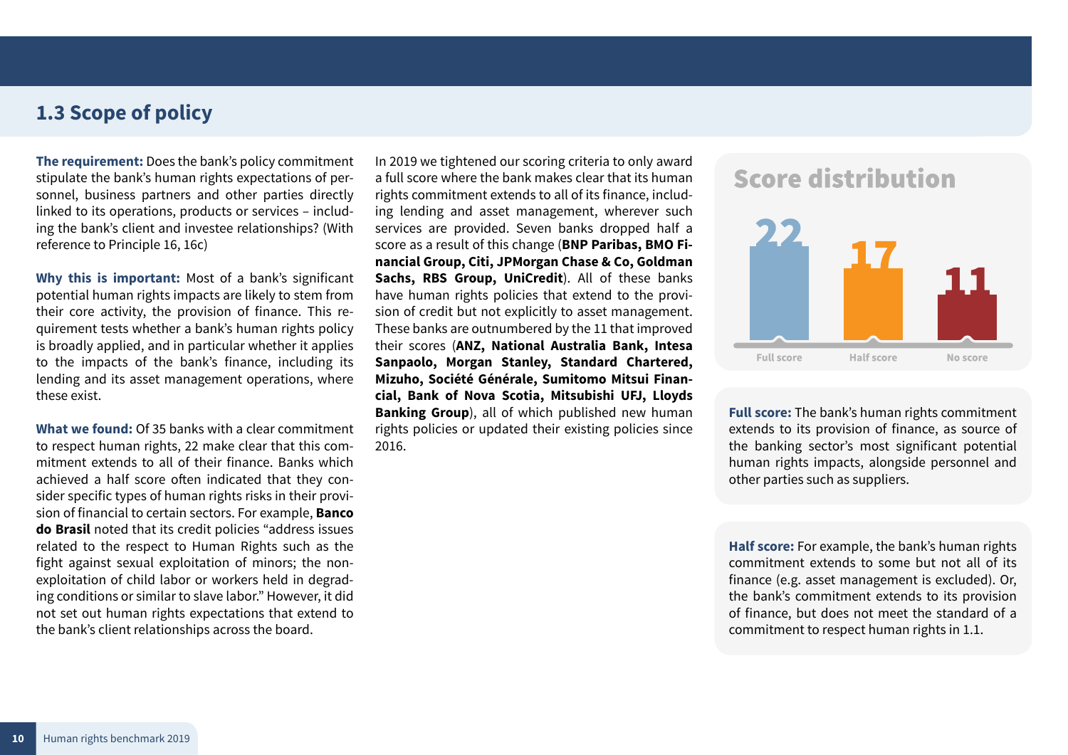## 1.3 Scope of policy

**The requirement:** Does the bank's policy commitment stipulate the bank's human rights expectations of personnel, business partners and other parties directly linked to its operations, products or services – including the bank's client and investee relationships? (With reference to Principle 16, 16c)

**Why this is important:** Most of a bank's significant potential human rights impacts are likely to stem from their core activity, the provision of finance. This requirement tests whether a bank's human rights policy is broadly applied, and in particular whether it applies to the impacts of the bank's finance, including its lending and its asset management operations, where these exist.

**What we found:** Of 35 banks with a clear commitment to respect human rights, 22 make clear that this commitment extends to all of their finance. Banks which achieved a half score often indicated that they consider specific types of human rights risks in their provision of financial to certain sectors. For example, **Banco do Brasil** noted that its credit policies "address issues related to the respect to Human Rights such as the fight against sexual exploitation of minors; the non-exploitation of child labor or workers held in degrading conditions or similar to slave labor." However, it did not set out human rights expectations that extend to the bank's client relationships across the board.

In 2019 we tightened our scoring criteria to only award a full score where the bank makes clear that its human rights commitment extends to all of its finance, including lending and asset management, wherever such services are provided. Seven banks dropped half a score as a result of this change (**BNP Paribas, BMO Financial Group, Citi, JPMorgan Chase & Co, Goldman Sachs, RBS Group, UniCredit**). All of these banks have human rights policies that extend to the provision of credit but not explicitly to asset management. These banks are outnumbered by the 11 that improved their scores (**ANZ, National Australia Bank, Intesa Sanpaolo, Morgan Stanley, Standard Chartered, Mizuho, Société Générale, Sumitomo Mitsui Financial, Bank of Nova Scotia, Mitsubishi UFJ, Lloyds Banking Group**), all of which published new human rights policies or updated their existing policies since 2016.

### Score distribution

| Full score | Half score | No score |
|---|---|---|
| 22 | 17 | 11 |

**Full score:** The bank's human rights commitment extends to its provision of finance, as source of the banking sector's most significant potential human rights impacts, alongside personnel and other parties such as suppliers.

**Half score:** For example, the bank's human rights commitment extends to some but not all of its finance (e.g. asset management is excluded). Or, the bank's commitment extends to its provision of finance, but does not meet the standard of a commitment to respect human rights in 1.1.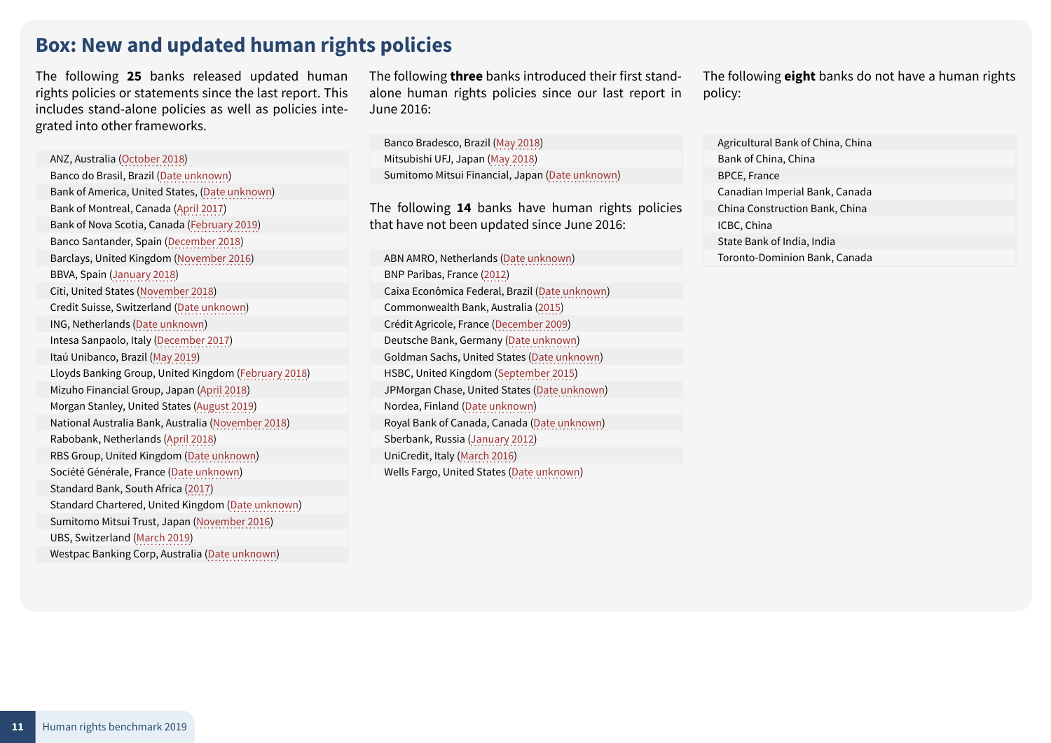## Box: New and updated human rights policies

The following **25** banks released updated human rights policies or statements since the last report. This includes stand-alone policies as well as policies integrated into other frameworks.

- ANZ, Australia (October 2018)
- Banco do Brasil, Brazil (Date unknown)
- Bank of America, United States, (Date unknown)
- Bank of Montreal, Canada (April 2017)
- Bank of Nova Scotia, Canada (February 2019)
- Banco Santander, Spain (December 2018)
- Barclays, United Kingdom (November 2016)
- BBVA, Spain (January 2018)
- Citi, United States (November 2018)
- Credit Suisse, Switzerland (Date unknown)
- ING, Netherlands (Date unknown)
- Intesa Sanpaolo, Italy (December 2017)
- Itaú Unibanco, Brazil (May 2019)
- Lloyds Banking Group, United Kingdom (February 2018)
- Mizuho Financial Group, Japan (April 2018)
- Morgan Stanley, United States (August 2019)
- National Australia Bank, Australia (November 2018)
- Rabobank, Netherlands (April 2018)
- RBS Group, United Kingdom (Date unknown)
- Société Générale, France (Date unknown)
- Standard Bank, South Africa (2017)
- Standard Chartered, United Kingdom (Date unknown)
- Sumitomo Mitsui Trust, Japan (November 2016)
- UBS, Switzerland (March 2019)
- Westpac Banking Corp, Australia (Date unknown)

The following **three** banks introduced their first stand-alone human rights policies since our last report in June 2016:

- Banco Bradesco, Brazil (May 2018)
- Mitsubishi UFJ, Japan (May 2018)
- Sumitomo Mitsui Financial, Japan (Date unknown)

The following **14** banks have human rights policies that have not been updated since June 2016:

- ABN AMRO, Netherlands (Date unknown)
- BNP Paribas, France (2012)
- Caixa Econômica Federal, Brazil (Date unknown)
- Commonwealth Bank, Australia (2015)
- Crédit Agricole, France (December 2009)
- Deutsche Bank, Germany (Date unknown)
- Goldman Sachs, United States (Date unknown)
- HSBC, United Kingdom (September 2015)
- JPMorgan Chase, United States (Date unknown)
- Nordea, Finland (Date unknown)
- Royal Bank of Canada, Canada (Date unknown)
- Sberbank, Russia (January 2012)
- UniCredit, Italy (March 2016)
- Wells Fargo, United States (Date unknown)

The following **eight** banks do not have a human rights policy:

- Agricultural Bank of China, China
- Bank of China, China
- BPCE, France
- Canadian Imperial Bank, Canada
- China Construction Bank, China
- ICBC, China
- State Bank of India, India
- Toronto-Dominion Bank, Canada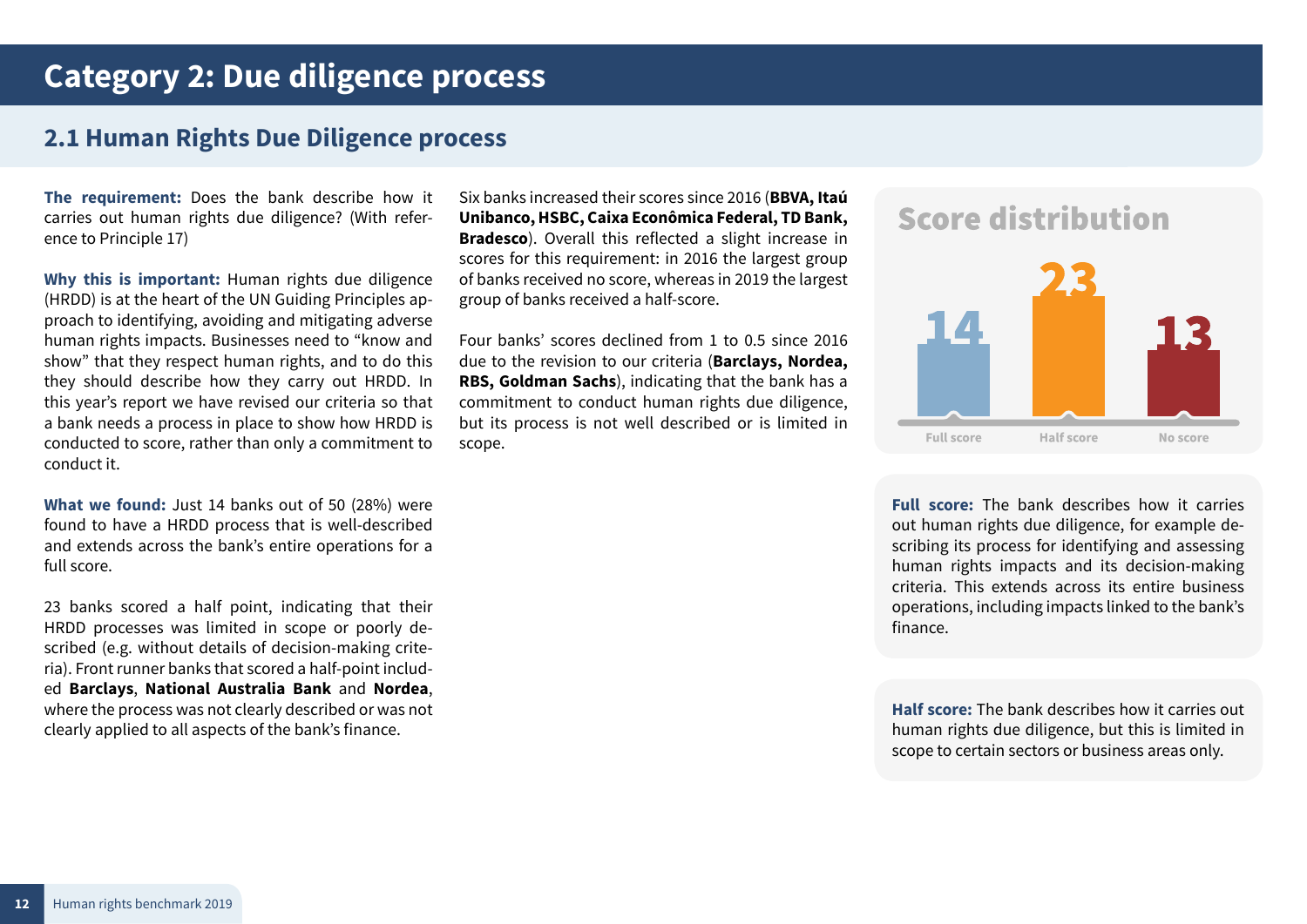# Category 2: Due diligence process

## 2.1 Human Rights Due Diligence process

**The requirement:** Does the bank describe how it carries out human rights due diligence? (With reference to Principle 17)

**Why this is important:** Human rights due diligence (HRDD) is at the heart of the UN Guiding Principles approach to identifying, avoiding and mitigating adverse human rights impacts. Businesses need to "know and show" that they respect human rights, and to do this they should describe how they carry out HRDD. In this year's report we have revised our criteria so that a bank needs a process in place to show how HRDD is conducted to score, rather than only a commitment to conduct it.

**What we found:** Just 14 banks out of 50 (28%) were found to have a HRDD process that is well-described and extends across the bank's entire operations for a full score.

23 banks scored a half point, indicating that their HRDD processes was limited in scope or poorly described (e.g. without details of decision-making criteria). Front runner banks that scored a half-point included **Barclays**, **National Australia Bank** and **Nordea**, where the process was not clearly described or was not clearly applied to all aspects of the bank's finance.

Six banks increased their scores since 2016 (**BBVA, Itaú Unibanco, HSBC, Caixa Econômica Federal, TD Bank, Bradesco**). Overall this reflected a slight increase in scores for this requirement: in 2016 the largest group of banks received no score, whereas in 2019 the largest group of banks received a half-score.

Four banks' scores declined from 1 to 0.5 since 2016 due to the revision to our criteria (**Barclays, Nordea, RBS, Goldman Sachs**), indicating that the bank has a commitment to conduct human rights due diligence, but its process is not well described or is limited in scope.

### Score distribution

| Full score | Half score | No score |
|---|---|---|
| 14 | 23 | 13 |

**Full score:** The bank describes how it carries out human rights due diligence, for example describing its process for identifying and assessing human rights impacts and its decision-making criteria. This extends across its entire business operations, including impacts linked to the bank's finance.

**Half score:** The bank describes how it carries out human rights due diligence, but this is limited in scope to certain sectors or business areas only.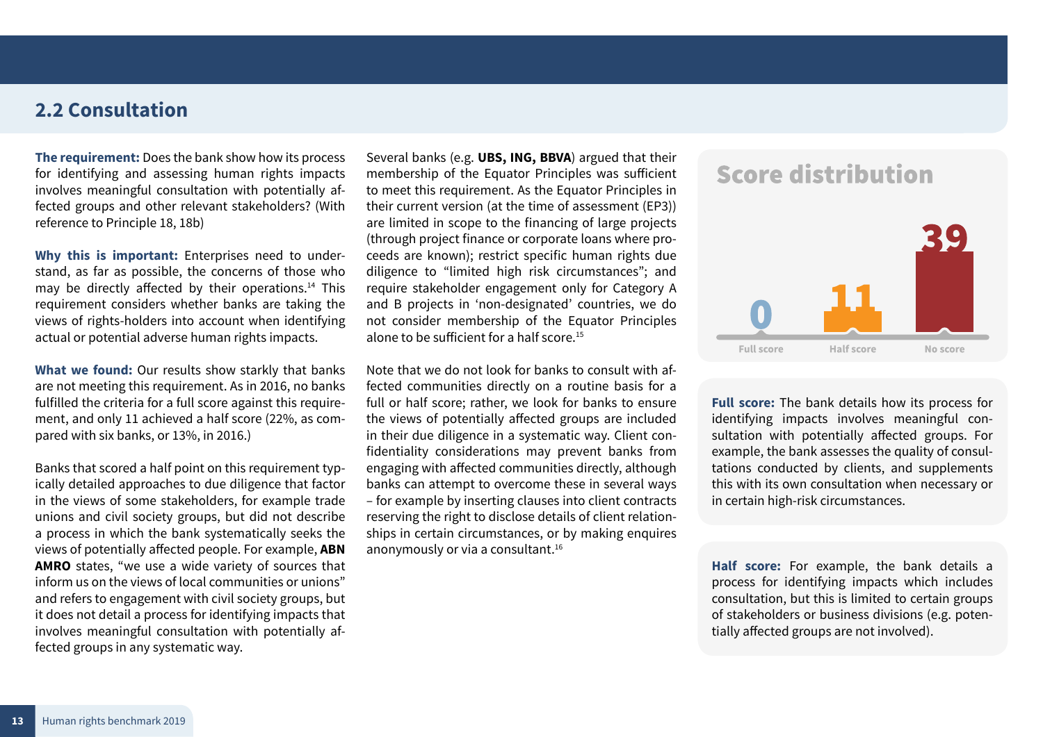## 2.2 Consultation

**The requirement:** Does the bank show how its process for identifying and assessing human rights impacts involves meaningful consultation with potentially affected groups and other relevant stakeholders? (With reference to Principle 18, 18b)

**Why this is important:** Enterprises need to understand, as far as possible, the concerns of those who may be directly affected by their operations.[14] This requirement considers whether banks are taking the views of rights-holders into account when identifying actual or potential adverse human rights impacts.

**What we found:** Our results show starkly that banks are not meeting this requirement. As in 2016, no banks fulfilled the criteria for a full score against this requirement, and only 11 achieved a half score (22%, as compared with six banks, or 13%, in 2016.)

Banks that scored a half point on this requirement typically detailed approaches to due diligence that factor in the views of some stakeholders, for example trade unions and civil society groups, but did not describe a process in which the bank systematically seeks the views of potentially affected people. For example, **ABN AMRO** states, "we use a wide variety of sources that inform us on the views of local communities or unions" and refers to engagement with civil society groups, but it does not detail a process for identifying impacts that involves meaningful consultation with potentially affected groups in any systematic way.

Several banks (e.g. **UBS, ING, BBVA**) argued that their membership of the Equator Principles was sufficient to meet this requirement. As the Equator Principles in their current version (at the time of assessment (EP3)) are limited in scope to the financing of large projects (through project finance or corporate loans where proceeds are known); restrict specific human rights due diligence to "limited high risk circumstances"; and require stakeholder engagement only for Category A and B projects in 'non-designated' countries, we do not consider membership of the Equator Principles alone to be sufficient for a half score.[15]

Note that we do not look for banks to consult with affected communities directly on a routine basis for a full or half score; rather, we look for banks to ensure the views of potentially affected groups are included in their due diligence in a systematic way. Client confidentiality considerations may prevent banks from engaging with affected communities directly, although banks can attempt to overcome these in several ways – for example by inserting clauses into client contracts reserving the right to disclose details of client relationships in certain circumstances, or by making enquires anonymously or via a consultant.[16]

**Score distribution**

| Full score | Half score | No score |
|---|---|---|
| 0 | 11 | 39 |

**Full score:** The bank details how its process for identifying impacts involves meaningful consultation with potentially affected groups. For example, the bank assesses the quality of consultations conducted by clients, and supplements this with its own consultation when necessary or in certain high-risk circumstances.

**Half score:** For example, the bank details a process for identifying impacts which includes consultation, but this is limited to certain groups of stakeholders or business divisions (e.g. potentially affected groups are not involved).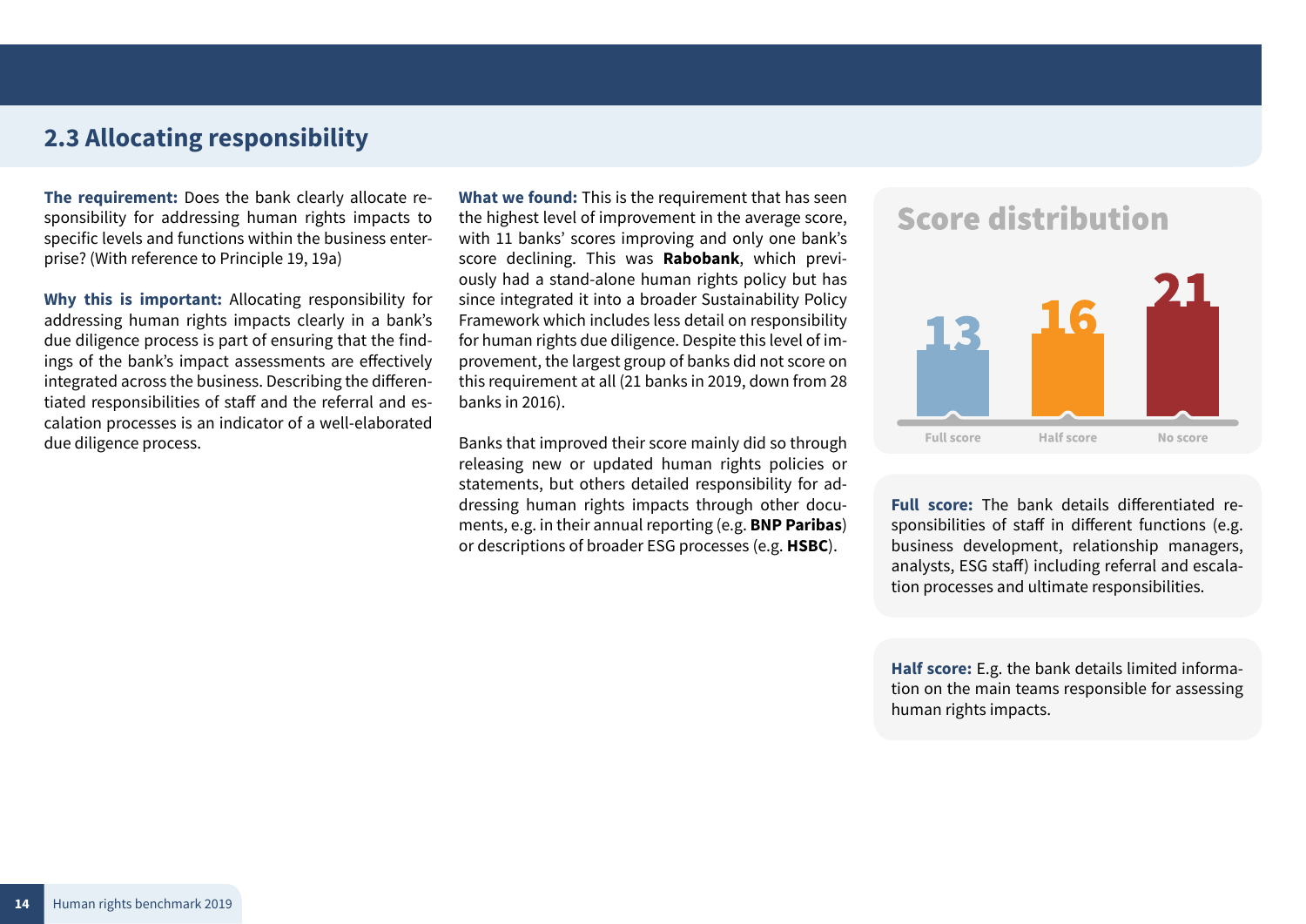## 2.3 Allocating responsibility

**The requirement:** Does the bank clearly allocate responsibility for addressing human rights impacts to specific levels and functions within the business enterprise? (With reference to Principle 19, 19a)

**Why this is important:** Allocating responsibility for addressing human rights impacts clearly in a bank's due diligence process is part of ensuring that the findings of the bank's impact assessments are effectively integrated across the business. Describing the differentiated responsibilities of staff and the referral and escalation processes is an indicator of a well-elaborated due diligence process.

**What we found:** This is the requirement that has seen the highest level of improvement in the average score, with 11 banks' scores improving and only one bank's score declining. This was **Rabobank**, which previously had a stand-alone human rights policy but has since integrated it into a broader Sustainability Policy Framework which includes less detail on responsibility for human rights due diligence. Despite this level of improvement, the largest group of banks did not score on this requirement at all (21 banks in 2019, down from 28 banks in 2016).

Banks that improved their score mainly did so through releasing new or updated human rights policies or statements, but others detailed responsibility for addressing human rights impacts through other documents, e.g. in their annual reporting (e.g. **BNP Paribas**) or descriptions of broader ESG processes (e.g. **HSBC**).

### Score distribution

| Full score | Half score | No score |
|---|---|---|
| 13 | 16 | 21 |

**Full score:** The bank details differentiated responsibilities of staff in different functions (e.g. business development, relationship managers, analysts, ESG staff) including referral and escalation processes and ultimate responsibilities.

**Half score:** E.g. the bank details limited information on the main teams responsible for assessing human rights impacts.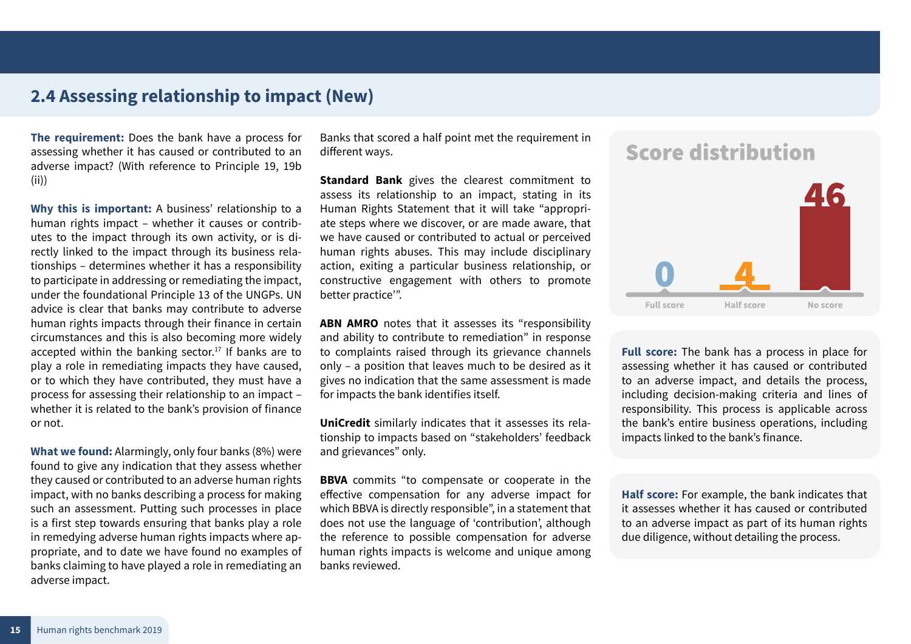## 2.4 Assessing relationship to impact (New)

**The requirement:** Does the bank have a process for assessing whether it has caused or contributed to an adverse impact? (With reference to Principle 19, 19b (ii))

**Why this is important:** A business' relationship to a human rights impact – whether it causes or contributes to the impact through its own activity, or is directly linked to the impact through its business relationships – determines whether it has a responsibility to participate in addressing or remediating the impact, under the foundational Principle 13 of the UNGPs. UN advice is clear that banks may contribute to adverse human rights impacts through their finance in certain circumstances and this is also becoming more widely accepted within the banking sector.[17] If banks are to play a role in remediating impacts they have caused, or to which they have contributed, they must have a process for assessing their relationship to an impact – whether it is related to the bank's provision of finance or not.

**What we found:** Alarmingly, only four banks (8%) were found to give any indication that they assess whether they caused or contributed to an adverse human rights impact, with no banks describing a process for making such an assessment. Putting such processes in place is a first step towards ensuring that banks play a role in remedying adverse human rights impacts where appropriate, and to date we have found no examples of banks claiming to have played a role in remediating an adverse impact.

Banks that scored a half point met the requirement in different ways.

**Standard Bank** gives the clearest commitment to assess its relationship to an impact, stating in its Human Rights Statement that it will take "appropriate steps where we discover, or are made aware, that we have caused or contributed to actual or perceived human rights abuses. This may include disciplinary action, exiting a particular business relationship, or constructive engagement with others to promote better practice'".

**ABN AMRO** notes that it assesses its "responsibility and ability to contribute to remediation" in response to complaints raised through its grievance channels only – a position that leaves much to be desired as it gives no indication that the same assessment is made for impacts the bank identifies itself.

**UniCredit** similarly indicates that it assesses its relationship to impacts based on "stakeholders' feedback and grievances" only.

**BBVA** commits "to compensate or cooperate in the effective compensation for any adverse impact for which BBVA is directly responsible", in a statement that does not use the language of 'contribution', although the reference to possible compensation for adverse human rights impacts is welcome and unique among banks reviewed.

### Score distribution

| Full score | Half score | No score |
|---|---|---|
| 0 | 4 | 46 |

**Full score:** The bank has a process in place for assessing whether it has caused or contributed to an adverse impact, and details the process, including decision-making criteria and lines of responsibility. This process is applicable across the bank's entire business operations, including impacts linked to the bank's finance.

**Half score:** For example, the bank indicates that it assesses whether it has caused or contributed to an adverse impact as part of its human rights due diligence, without detailing the process.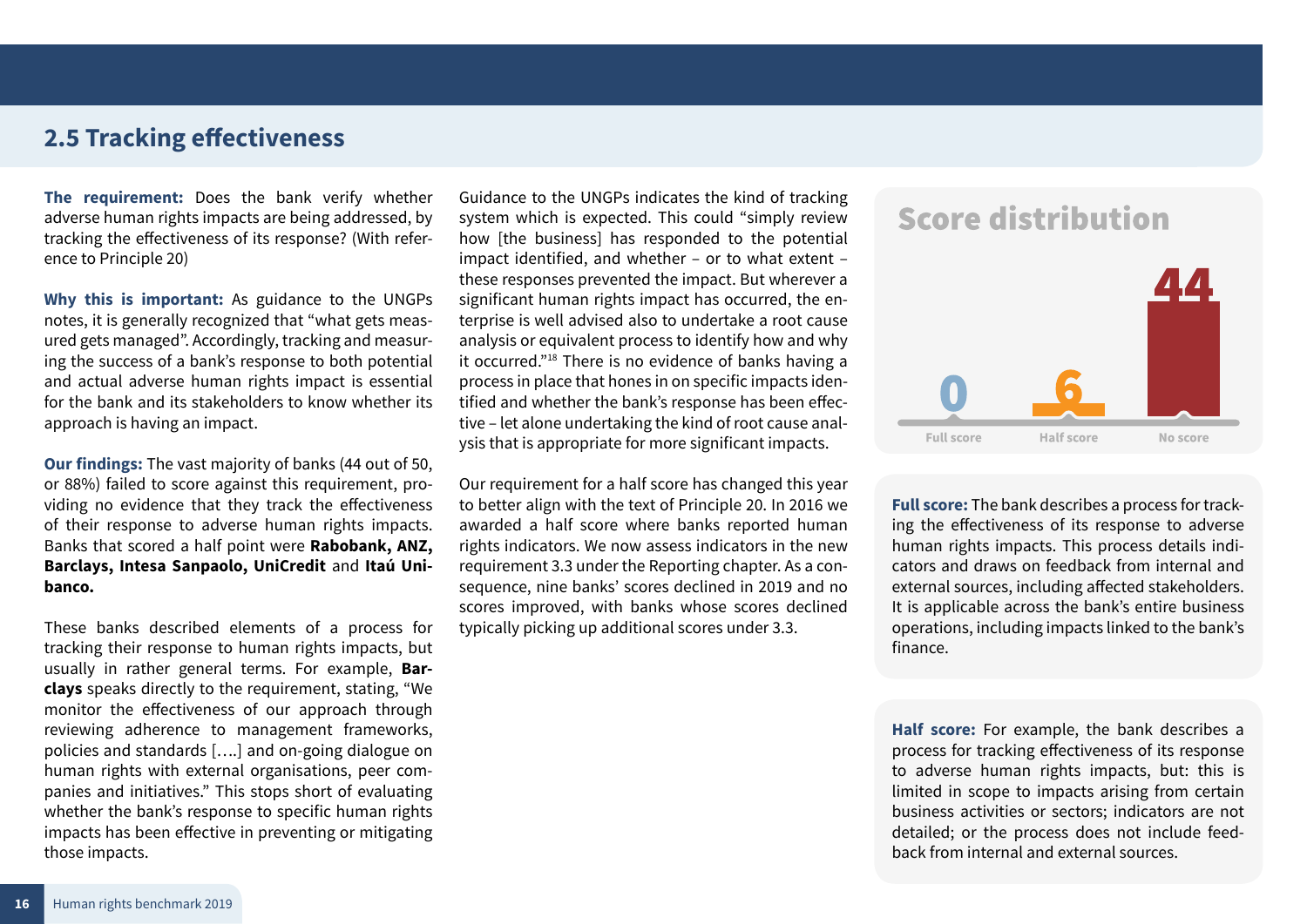## 2.5 Tracking effectiveness

**The requirement:** Does the bank verify whether adverse human rights impacts are being addressed, by tracking the effectiveness of its response? (With reference to Principle 20)

**Why this is important:** As guidance to the UNGPs notes, it is generally recognized that "what gets measured gets managed". Accordingly, tracking and measuring the success of a bank's response to both potential and actual adverse human rights impact is essential for the bank and its stakeholders to know whether its approach is having an impact.

**Our findings:** The vast majority of banks (44 out of 50, or 88%) failed to score against this requirement, providing no evidence that they track the effectiveness of their response to adverse human rights impacts. Banks that scored a half point were **Rabobank, ANZ, Barclays, Intesa Sanpaolo, UniCredit** and **Itaú Unibanco.**

These banks described elements of a process for tracking their response to human rights impacts, but usually in rather general terms. For example, **Barclays** speaks directly to the requirement, stating, "We monitor the effectiveness of our approach through reviewing adherence to management frameworks, policies and standards [….] and on-going dialogue on human rights with external organisations, peer companies and initiatives." This stops short of evaluating whether the bank's response to specific human rights impacts has been effective in preventing or mitigating those impacts.

Guidance to the UNGPs indicates the kind of tracking system which is expected. This could "simply review how [the business] has responded to the potential impact identified, and whether – or to what extent – these responses prevented the impact. But wherever a significant human rights impact has occurred, the enterprise is well advised also to undertake a root cause analysis or equivalent process to identify how and why it occurred."[18] There is no evidence of banks having a process in place that hones in on specific impacts identified and whether the bank's response has been effective – let alone undertaking the kind of root cause analysis that is appropriate for more significant impacts.

Our requirement for a half score has changed this year to better align with the text of Principle 20. In 2016 we awarded a half score where banks reported human rights indicators. We now assess indicators in the new requirement 3.3 under the Reporting chapter. As a consequence, nine banks' scores declined in 2019 and no scores improved, with banks whose scores declined typically picking up additional scores under 3.3.

### Score distribution

| Full score | Half score | No score |
|---|---|---|
| 0 | 6 | 44 |

**Full score:** The bank describes a process for tracking the effectiveness of its response to adverse human rights impacts. This process details indicators and draws on feedback from internal and external sources, including affected stakeholders. It is applicable across the bank's entire business operations, including impacts linked to the bank's finance.

**Half score:** For example, the bank describes a process for tracking effectiveness of its response to adverse human rights impacts, but: this is limited in scope to impacts arising from certain business activities or sectors; indicators are not detailed; or the process does not include feedback from internal and external sources.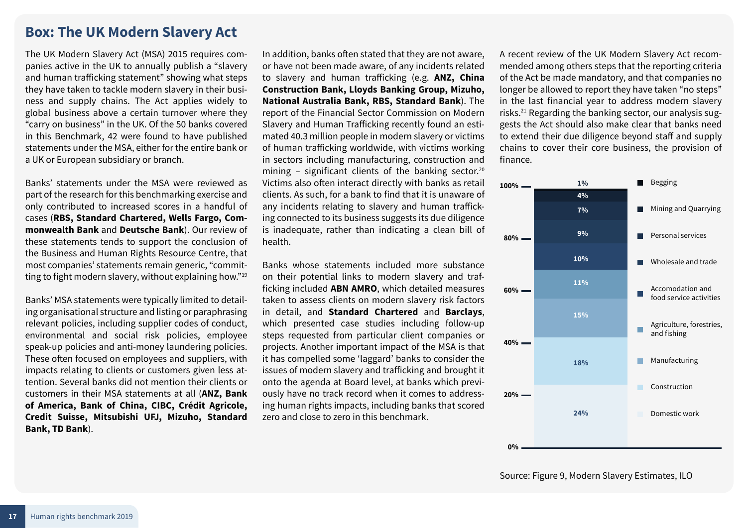## Box: The UK Modern Slavery Act

The UK Modern Slavery Act (MSA) 2015 requires companies active in the UK to annually publish a "slavery and human trafficking statement" showing what steps they have taken to tackle modern slavery in their business and supply chains. The Act applies widely to global business above a certain turnover where they "carry on business" in the UK. Of the 50 banks covered in this Benchmark, 42 were found to have published statements under the MSA, either for the entire bank or a UK or European subsidiary or branch.

Banks' statements under the MSA were reviewed as part of the research for this benchmarking exercise and only contributed to increased scores in a handful of cases (**RBS, Standard Chartered, Wells Fargo, Commonwealth Bank** and **Deutsche Bank**). Our review of these statements tends to support the conclusion of the Business and Human Rights Resource Centre, that most companies' statements remain generic, "committing to fight modern slavery, without explaining how."[19]

Banks' MSA statements were typically limited to detailing organisational structure and listing or paraphrasing relevant policies, including supplier codes of conduct, environmental and social risk policies, employee speak-up policies and anti-money laundering policies. These often focused on employees and suppliers, with impacts relating to clients or customers given less attention. Several banks did not mention their clients or customers in their MSA statements at all (**ANZ, Bank of America, Bank of China, CIBC, Crédit Agricole, Credit Suisse, Mitsubishi UFJ, Mizuho, Standard Bank, TD Bank**).

In addition, banks often stated that they are not aware, or have not been made aware, of any incidents related to slavery and human trafficking (e.g. **ANZ, China Construction Bank, Lloyds Banking Group, Mizuho, National Australia Bank, RBS, Standard Bank**). The report of the Financial Sector Commission on Modern Slavery and Human Trafficking recently found an estimated 40.3 million people in modern slavery or victims of human trafficking worldwide, with victims working in sectors including manufacturing, construction and mining – significant clients of the banking sector.[20] Victims also often interact directly with banks as retail clients. As such, for a bank to find that it is unaware of any incidents relating to slavery and human trafficking connected to its business suggests its due diligence is inadequate, rather than indicating a clean bill of health.

Banks whose statements included more substance on their potential links to modern slavery and trafficking included **ABN AMRO**, which detailed measures taken to assess clients on modern slavery risk factors in detail, and **Standard Chartered** and **Barclays**, which presented case studies including follow-up steps requested from particular client companies or projects. Another important impact of the MSA is that it has compelled some 'laggard' banks to consider the issues of modern slavery and trafficking and brought it onto the agenda at Board level, at banks which previously have no track record when it comes to addressing human rights impacts, including banks that scored zero and close to zero in this benchmark.

A recent review of the UK Modern Slavery Act recommended among others steps that the reporting criteria of the Act be made mandatory, and that companies no longer be allowed to report they have taken "no steps" in the last financial year to address modern slavery risks.[21] Regarding the banking sector, our analysis suggests the Act should also make clear that banks need to extend their due diligence beyond staff and supply chains to cover their core business, the provision of finance.

| Sector | Share |
|---|---|
| Begging | 1% |
| Mining and Quarrying | 4% |
| Personal services | 7% |
| Wholesale and trade | 9% |
| Accomodation and food service activities | 10% |
| Agriculture, forestries, and fishing | 11% |
| Manufacturing | 15% |
| Construction | 18% |
| Domestic work | 24% |

Source: Figure 9, Modern Slavery Estimates, ILO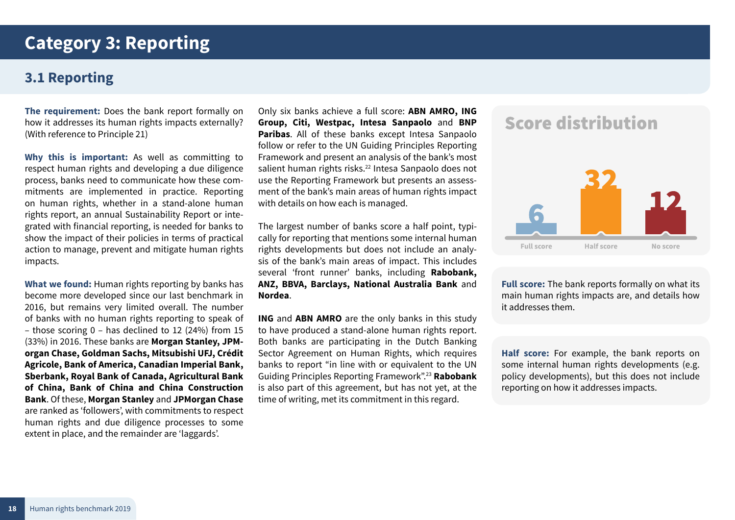# Category 3: Reporting

## 3.1 Reporting

**The requirement:** Does the bank report formally on how it addresses its human rights impacts externally? (With reference to Principle 21)

**Why this is important:** As well as committing to respect human rights and developing a due diligence process, banks need to communicate how these commitments are implemented in practice. Reporting on human rights, whether in a stand-alone human rights report, an annual Sustainability Report or integrated with financial reporting, is needed for banks to show the impact of their policies in terms of practical action to manage, prevent and mitigate human rights impacts.

**What we found:** Human rights reporting by banks has become more developed since our last benchmark in 2016, but remains very limited overall. The number of banks with no human rights reporting to speak of – those scoring 0 – has declined to 12 (24%) from 15 (33%) in 2016. These banks are **Morgan Stanley, JPMorgan Chase, Goldman Sachs, Mitsubishi UFJ, Crédit Agricole, Bank of America, Canadian Imperial Bank, Sberbank, Royal Bank of Canada, Agricultural Bank of China, Bank of China and China Construction Bank**. Of these, **Morgan Stanley** and **JPMorgan Chase** are ranked as 'followers', with commitments to respect human rights and due diligence processes to some extent in place, and the remainder are 'laggards'.

Only six banks achieve a full score: **ABN AMRO, ING Group, Citi, Westpac, Intesa Sanpaolo** and **BNP Paribas**. All of these banks except Intesa Sanpaolo follow or refer to the UN Guiding Principles Reporting Framework and present an analysis of the bank's most salient human rights risks.[22] Intesa Sanpaolo does not use the Reporting Framework but presents an assessment of the bank's main areas of human rights impact with details on how each is managed.

The largest number of banks score a half point, typically for reporting that mentions some internal human rights developments but does not include an analysis of the bank's main areas of impact. This includes several 'front runner' banks, including **Rabobank, ANZ, BBVA, Barclays, National Australia Bank** and **Nordea**.

**ING** and **ABN AMRO** are the only banks in this study to have produced a stand-alone human rights report. Both banks are participating in the Dutch Banking Sector Agreement on Human Rights, which requires banks to report "in line with or equivalent to the UN Guiding Principles Reporting Framework".[23] **Rabobank** is also part of this agreement, but has not yet, at the time of writing, met its commitment in this regard.

### Score distribution

| Full score | Half score | No score |
|---|---|---|
| 6 | 32 | 12 |

**Full score:** The bank reports formally on what its main human rights impacts are, and details how it addresses them.

**Half score:** For example, the bank reports on some internal human rights developments (e.g. policy developments), but this does not include reporting on how it addresses impacts.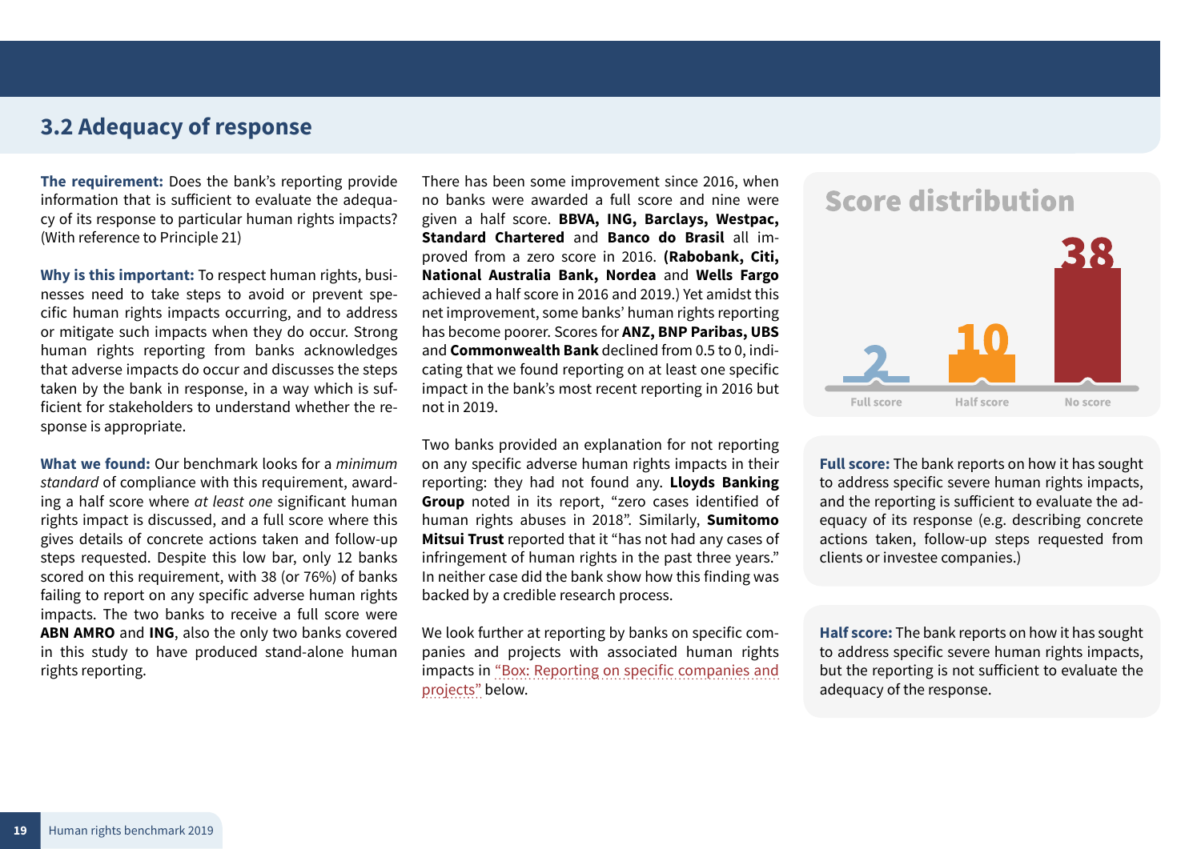## 3.2 Adequacy of response

**The requirement:** Does the bank's reporting provide information that is sufficient to evaluate the adequacy of its response to particular human rights impacts? (With reference to Principle 21)

**Why is this important:** To respect human rights, businesses need to take steps to avoid or prevent specific human rights impacts occurring, and to address or mitigate such impacts when they do occur. Strong human rights reporting from banks acknowledges that adverse impacts do occur and discusses the steps taken by the bank in response, in a way which is sufficient for stakeholders to understand whether the response is appropriate.

**What we found:** Our benchmark looks for a *minimum standard* of compliance with this requirement, awarding a half score where *at least one* significant human rights impact is discussed, and a full score where this gives details of concrete actions taken and follow-up steps requested. Despite this low bar, only 12 banks scored on this requirement, with 38 (or 76%) of banks failing to report on any specific adverse human rights impacts. The two banks to receive a full score were **ABN AMRO** and **ING**, also the only two banks covered in this study to have produced stand-alone human rights reporting.

There has been some improvement since 2016, when no banks were awarded a full score and nine were given a half score. **BBVA, ING, Barclays, Westpac, Standard Chartered** and **Banco do Brasil** all improved from a zero score in 2016. **(Rabobank, Citi, National Australia Bank, Nordea** and **Wells Fargo** achieved a half score in 2016 and 2019.) Yet amidst this net improvement, some banks' human rights reporting has become poorer. Scores for **ANZ, BNP Paribas, UBS** and **Commonwealth Bank** declined from 0.5 to 0, indicating that we found reporting on at least one specific impact in the bank's most recent reporting in 2016 but not in 2019.

Two banks provided an explanation for not reporting on any specific adverse human rights impacts in their reporting: they had not found any. **Lloyds Banking Group** noted in its report, "zero cases identified of human rights abuses in 2018". Similarly, **Sumitomo Mitsui Trust** reported that it "has not had any cases of infringement of human rights in the past three years." In neither case did the bank show how this finding was backed by a credible research process.

We look further at reporting by banks on specific companies and projects with associated human rights impacts in "Box: Reporting on specific companies and projects" below.

### Score distribution

| Full score | Half score | No score |
|---|---|---|
| 2 | 10 | 38 |

**Full score:** The bank reports on how it has sought to address specific severe human rights impacts, and the reporting is sufficient to evaluate the adequacy of its response (e.g. describing concrete actions taken, follow-up steps requested from clients or investee companies.)

**Half score:** The bank reports on how it has sought to address specific severe human rights impacts, but the reporting is not sufficient to evaluate the adequacy of the response.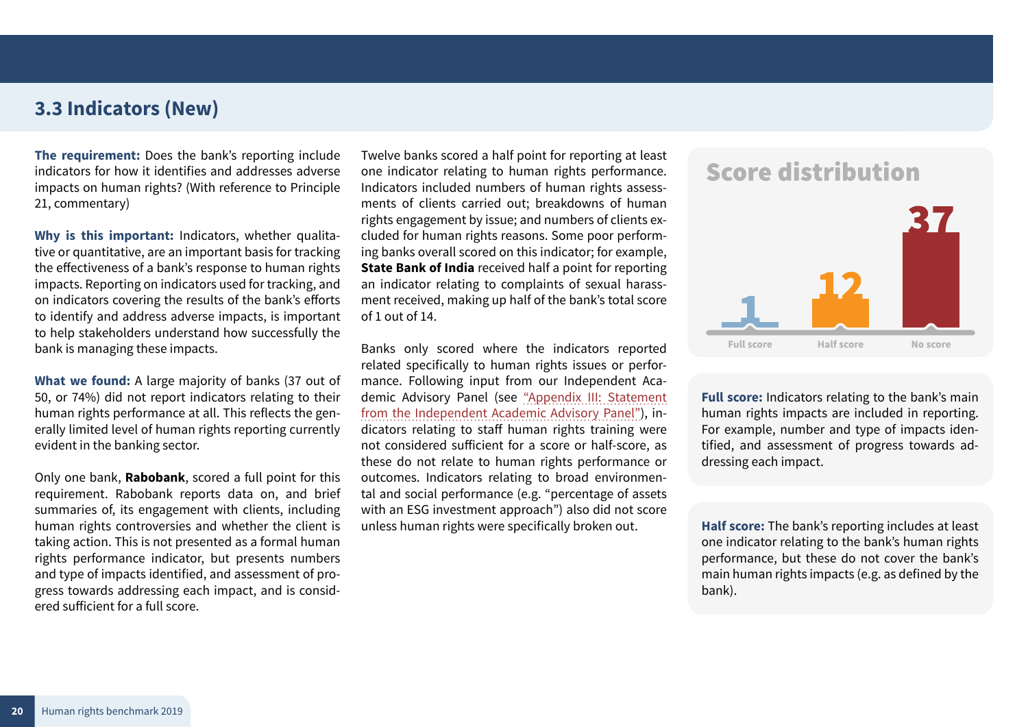## 3.3 Indicators (New)

**The requirement:** Does the bank's reporting include indicators for how it identifies and addresses adverse impacts on human rights? (With reference to Principle 21, commentary)

**Why is this important:** Indicators, whether qualitative or quantitative, are an important basis for tracking the effectiveness of a bank's response to human rights impacts. Reporting on indicators used for tracking, and on indicators covering the results of the bank's efforts to identify and address adverse impacts, is important to help stakeholders understand how successfully the bank is managing these impacts.

**What we found:** A large majority of banks (37 out of 50, or 74%) did not report indicators relating to their human rights performance at all. This reflects the generally limited level of human rights reporting currently evident in the banking sector.

Only one bank, **Rabobank**, scored a full point for this requirement. Rabobank reports data on, and brief summaries of, its engagement with clients, including human rights controversies and whether the client is taking action. This is not presented as a formal human rights performance indicator, but presents numbers and type of impacts identified, and assessment of progress towards addressing each impact, and is considered sufficient for a full score.

Twelve banks scored a half point for reporting at least one indicator relating to human rights performance. Indicators included numbers of human rights assessments of clients carried out; breakdowns of human rights engagement by issue; and numbers of clients excluded for human rights reasons. Some poor performing banks overall scored on this indicator; for example, **State Bank of India** received half a point for reporting an indicator relating to complaints of sexual harassment received, making up half of the bank's total score of 1 out of 14.

Banks only scored where the indicators reported related specifically to human rights issues or performance. Following input from our Independent Academic Advisory Panel (see "Appendix III: Statement from the Independent Academic Advisory Panel"), indicators relating to staff human rights training were not considered sufficient for a score or half-score, as these do not relate to human rights performance or outcomes. Indicators relating to broad environmental and social performance (e.g. "percentage of assets with an ESG investment approach") also did not score unless human rights were specifically broken out.

### Score distribution

| Full score | Half score | No score |
|---|---|---|
| 1 | 12 | 37 |

**Full score:** Indicators relating to the bank's main human rights impacts are included in reporting. For example, number and type of impacts identified, and assessment of progress towards addressing each impact.

**Half score:** The bank's reporting includes at least one indicator relating to the bank's human rights performance, but these do not cover the bank's main human rights impacts (e.g. as defined by the bank).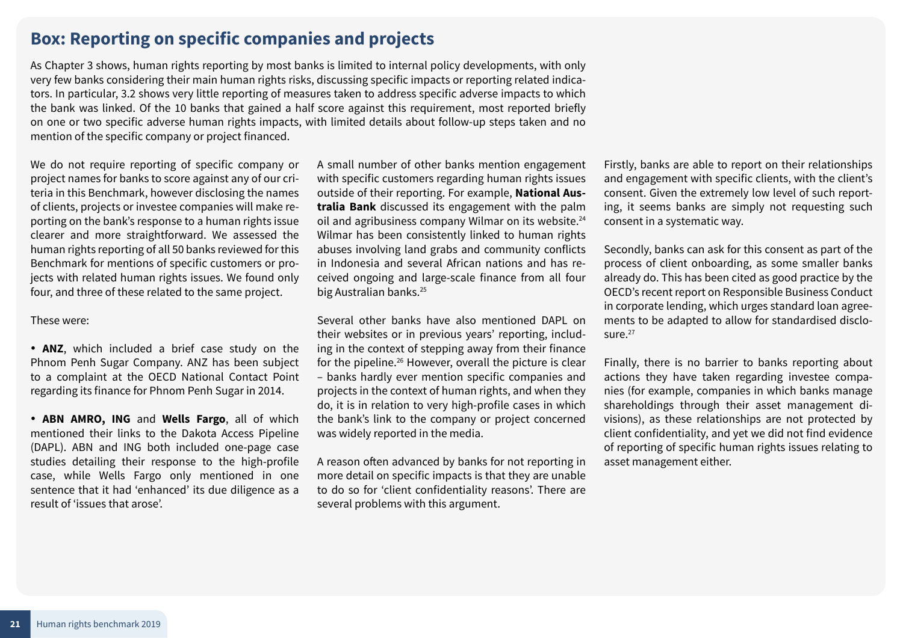## Box: Reporting on specific companies and projects

As Chapter 3 shows, human rights reporting by most banks is limited to internal policy developments, with only very few banks considering their main human rights risks, discussing specific impacts or reporting related indicators. In particular, 3.2 shows very little reporting of measures taken to address specific adverse impacts to which the bank was linked. Of the 10 banks that gained a half score against this requirement, most reported briefly on one or two specific adverse human rights impacts, with limited details about follow-up steps taken and no mention of the specific company or project financed.

We do not require reporting of specific company or project names for banks to score against any of our criteria in this Benchmark, however disclosing the names of clients, projects or investee companies will make reporting on the bank's response to a human rights issue clearer and more straightforward. We assessed the human rights reporting of all 50 banks reviewed for this Benchmark for mentions of specific customers or projects with related human rights issues. We found only four, and three of these related to the same project.

These were:

- **ANZ**, which included a brief case study on the Phnom Penh Sugar Company. ANZ has been subject to a complaint at the OECD National Contact Point regarding its finance for Phnom Penh Sugar in 2014.

- **ABN AMRO, ING** and **Wells Fargo**, all of which mentioned their links to the Dakota Access Pipeline (DAPL). ABN and ING both included one-page case studies detailing their response to the high-profile case, while Wells Fargo only mentioned in one sentence that it had 'enhanced' its due diligence as a result of 'issues that arose'.

A small number of other banks mention engagement with specific customers regarding human rights issues outside of their reporting. For example, **National Australia Bank** discussed its engagement with the palm oil and agribusiness company Wilmar on its website.[24] Wilmar has been consistently linked to human rights abuses involving land grabs and community conflicts in Indonesia and several African nations and has received ongoing and large-scale finance from all four big Australian banks.[25]

Several other banks have also mentioned DAPL on their websites or in previous years' reporting, including in the context of stepping away from their finance for the pipeline.[26] However, overall the picture is clear – banks hardly ever mention specific companies and projects in the context of human rights, and when they do, it is in relation to very high-profile cases in which the bank's link to the company or project concerned was widely reported in the media.

A reason often advanced by banks for not reporting in more detail on specific impacts is that they are unable to do so for 'client confidentiality reasons'. There are several problems with this argument.

Firstly, banks are able to report on their relationships and engagement with specific clients, with the client's consent. Given the extremely low level of such reporting, it seems banks are simply not requesting such consent in a systematic way.

Secondly, banks can ask for this consent as part of the process of client onboarding, as some smaller banks already do. This has been cited as good practice by the OECD's recent report on Responsible Business Conduct in corporate lending, which urges standard loan agreements to be adapted to allow for standardised disclosure.[27]

Finally, there is no barrier to banks reporting about actions they have taken regarding investee companies (for example, companies in which banks manage shareholdings through their asset management divisions), as these relationships are not protected by client confidentiality, and yet we did not find evidence of reporting of specific human rights issues relating to asset management either.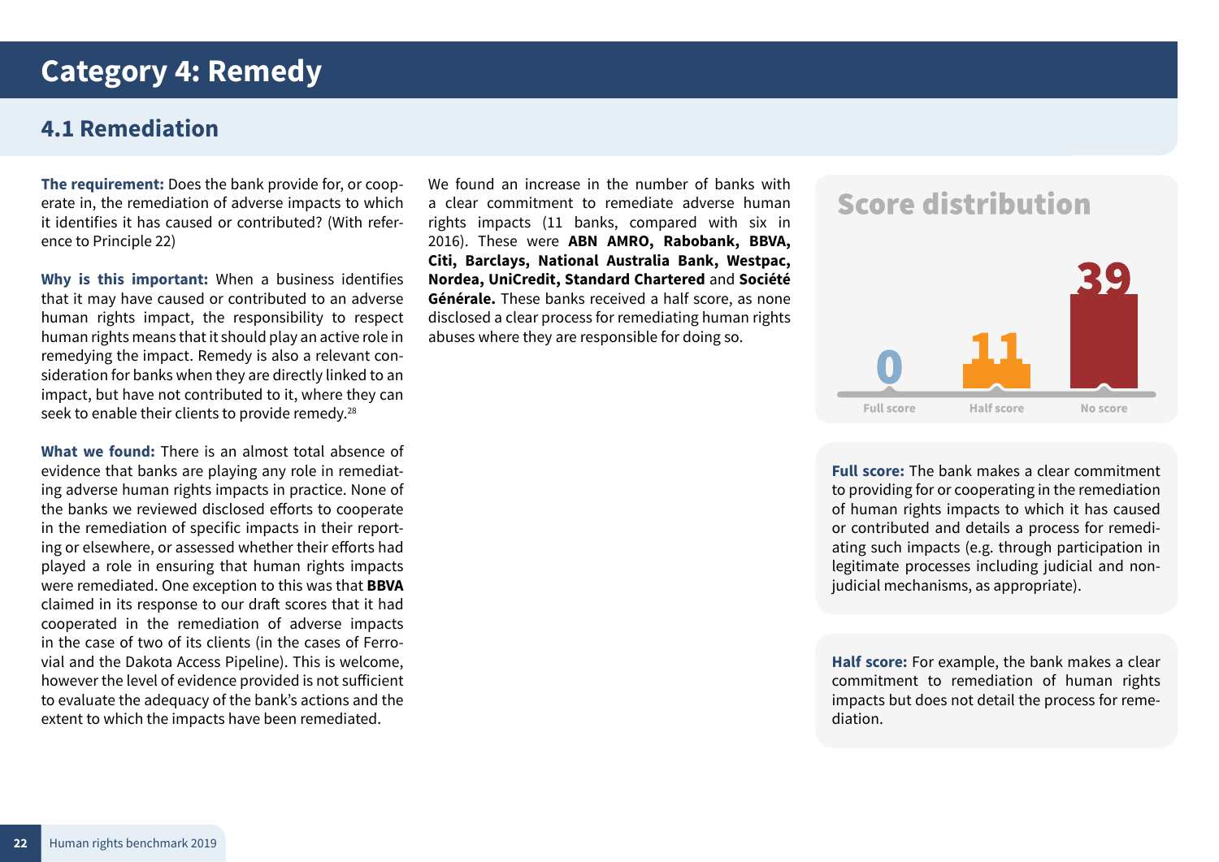# Category 4: Remedy

## 4.1 Remediation

**The requirement:** Does the bank provide for, or cooperate in, the remediation of adverse impacts to which it identifies it has caused or contributed? (With reference to Principle 22)

**Why is this important:** When a business identifies that it may have caused or contributed to an adverse human rights impact, the responsibility to respect human rights means that it should play an active role in remedying the impact. Remedy is also a relevant consideration for banks when they are directly linked to an impact, but have not contributed to it, where they can seek to enable their clients to provide remedy.[28]

**What we found:** There is an almost total absence of evidence that banks are playing any role in remediating adverse human rights impacts in practice. None of the banks we reviewed disclosed efforts to cooperate in the remediation of specific impacts in their reporting or elsewhere, or assessed whether their efforts had played a role in ensuring that human rights impacts were remediated. One exception to this was that **BBVA** claimed in its response to our draft scores that it had cooperated in the remediation of adverse impacts in the case of two of its clients (in the cases of Ferrovial and the Dakota Access Pipeline). This is welcome, however the level of evidence provided is not sufficient to evaluate the adequacy of the bank's actions and the extent to which the impacts have been remediated.

We found an increase in the number of banks with a clear commitment to remediate adverse human rights impacts (11 banks, compared with six in 2016). These were **ABN AMRO, Rabobank, BBVA, Citi, Barclays, National Australia Bank, Westpac, Nordea, UniCredit, Standard Chartered** and **Société Générale.** These banks received a half score, as none disclosed a clear process for remediating human rights abuses where they are responsible for doing so.

### Score distribution

| Full score | Half score | No score |
|---|---|---|
| 0 | 11 | 39 |

**Full score:** The bank makes a clear commitment to providing for or cooperating in the remediation of human rights impacts to which it has caused or contributed and details a process for remediating such impacts (e.g. through participation in legitimate processes including judicial and non-judicial mechanisms, as appropriate).

**Half score:** For example, the bank makes a clear commitment to remediation of human rights impacts but does not detail the process for remediation.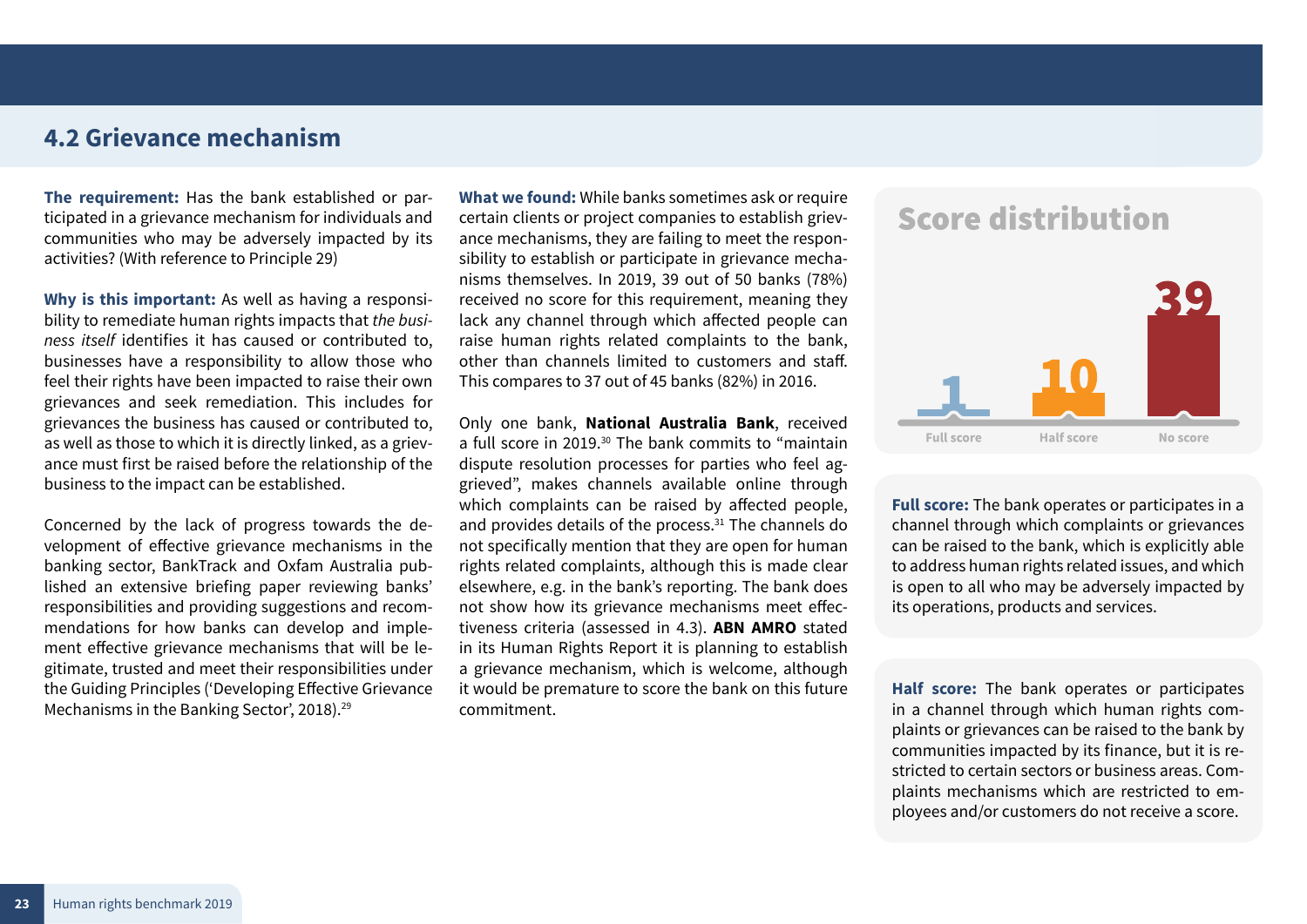## 4.2 Grievance mechanism

**The requirement:** Has the bank established or participated in a grievance mechanism for individuals and communities who may be adversely impacted by its activities? (With reference to Principle 29)

**Why is this important:** As well as having a responsibility to remediate human rights impacts that *the business itself* identifies it has caused or contributed to, businesses have a responsibility to allow those who feel their rights have been impacted to raise their own grievances and seek remediation. This includes for grievances the business has caused or contributed to, as well as those to which it is directly linked, as a grievance must first be raised before the relationship of the business to the impact can be established.

Concerned by the lack of progress towards the development of effective grievance mechanisms in the banking sector, BankTrack and Oxfam Australia published an extensive briefing paper reviewing banks' responsibilities and providing suggestions and recommendations for how banks can develop and implement effective grievance mechanisms that will be legitimate, trusted and meet their responsibilities under the Guiding Principles ('Developing Effective Grievance Mechanisms in the Banking Sector', 2018).[29]

**What we found:** While banks sometimes ask or require certain clients or project companies to establish grievance mechanisms, they are failing to meet the responsibility to establish or participate in grievance mechanisms themselves. In 2019, 39 out of 50 banks (78%) received no score for this requirement, meaning they lack any channel through which affected people can raise human rights related complaints to the bank, other than channels limited to customers and staff. This compares to 37 out of 45 banks (82%) in 2016.

Only one bank, **National Australia Bank**, received a full score in 2019.[30] The bank commits to "maintain dispute resolution processes for parties who feel aggrieved", makes channels available online through which complaints can be raised by affected people, and provides details of the process.[31] The channels do not specifically mention that they are open for human rights related complaints, although this is made clear elsewhere, e.g. in the bank's reporting. The bank does not show how its grievance mechanisms meet effectiveness criteria (assessed in 4.3). **ABN AMRO** stated in its Human Rights Report it is planning to establish a grievance mechanism, which is welcome, although it would be premature to score the bank on this future commitment.

### Score distribution

| Full score | Half score | No score |
|---|---|---|
| 1 | 10 | 39 |

**Full score:** The bank operates or participates in a channel through which complaints or grievances can be raised to the bank, which is explicitly able to address human rights related issues, and which is open to all who may be adversely impacted by its operations, products and services.

**Half score:** The bank operates or participates in a channel through which human rights complaints or grievances can be raised to the bank by communities impacted by its finance, but it is restricted to certain sectors or business areas. Complaints mechanisms which are restricted to employees and/or customers do not receive a score.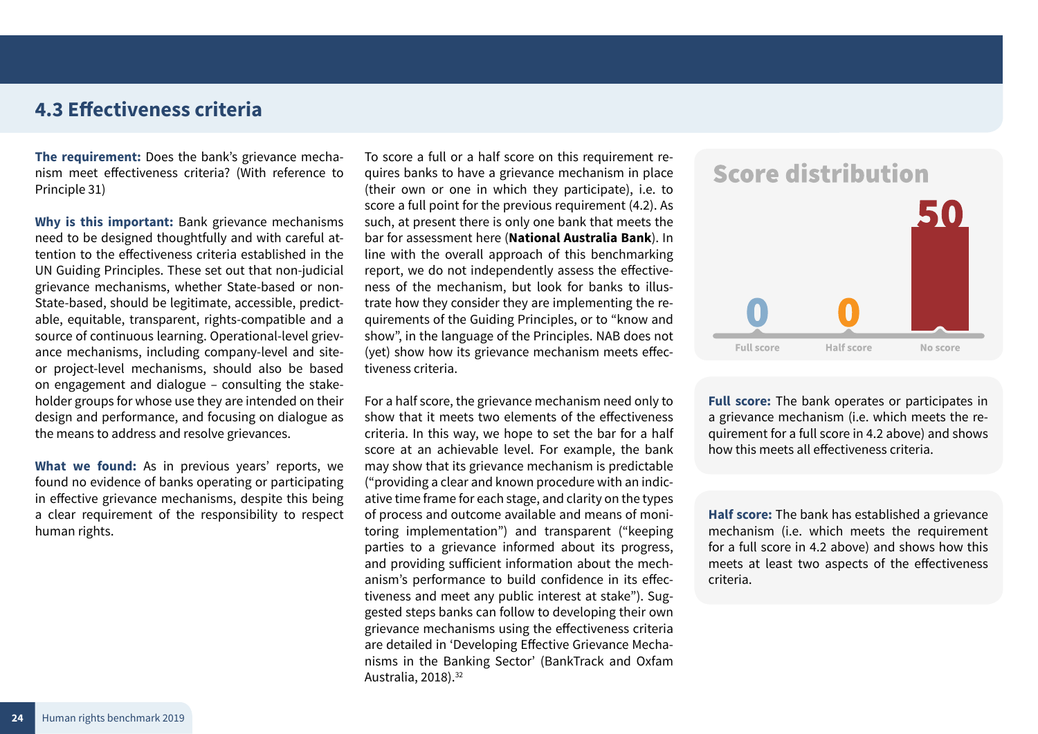## 4.3 Effectiveness criteria

**The requirement:** Does the bank's grievance mechanism meet effectiveness criteria? (With reference to Principle 31)

**Why is this important:** Bank grievance mechanisms need to be designed thoughtfully and with careful attention to the effectiveness criteria established in the UN Guiding Principles. These set out that non-judicial grievance mechanisms, whether State-based or non-State-based, should be legitimate, accessible, predictable, equitable, transparent, rights-compatible and a source of continuous learning. Operational-level grievance mechanisms, including company-level and site- or project-level mechanisms, should also be based on engagement and dialogue – consulting the stakeholder groups for whose use they are intended on their design and performance, and focusing on dialogue as the means to address and resolve grievances.

**What we found:** As in previous years' reports, we found no evidence of banks operating or participating in effective grievance mechanisms, despite this being a clear requirement of the responsibility to respect human rights.

To score a full or a half score on this requirement requires banks to have a grievance mechanism in place (their own or one in which they participate), i.e. to score a full point for the previous requirement (4.2). As such, at present there is only one bank that meets the bar for assessment here (**National Australia Bank**). In line with the overall approach of this benchmarking report, we do not independently assess the effectiveness of the mechanism, but look for banks to illustrate how they consider they are implementing the requirements of the Guiding Principles, or to "know and show", in the language of the Principles. NAB does not (yet) show how its grievance mechanism meets effectiveness criteria.

For a half score, the grievance mechanism need only to show that it meets two elements of the effectiveness criteria. In this way, we hope to set the bar for a half score at an achievable level. For example, the bank may show that its grievance mechanism is predictable ("providing a clear and known procedure with an indicative time frame for each stage, and clarity on the types of process and outcome available and means of monitoring implementation") and transparent ("keeping parties to a grievance informed about its progress, and providing sufficient information about the mechanism's performance to build confidence in its effectiveness and meet any public interest at stake"). Suggested steps banks can follow to developing their own grievance mechanisms using the effectiveness criteria are detailed in 'Developing Effective Grievance Mechanisms in the Banking Sector' (BankTrack and Oxfam Australia, 2018).[32]

### Score distribution

| Full score | Half score | No score |
|---|---|---|
| 0 | 0 | 50 |

**Full score:** The bank operates or participates in a grievance mechanism (i.e. which meets the requirement for a full score in 4.2 above) and shows how this meets all effectiveness criteria.

**Half score:** The bank has established a grievance mechanism (i.e. which meets the requirement for a full score in 4.2 above) and shows how this meets at least two aspects of the effectiveness criteria.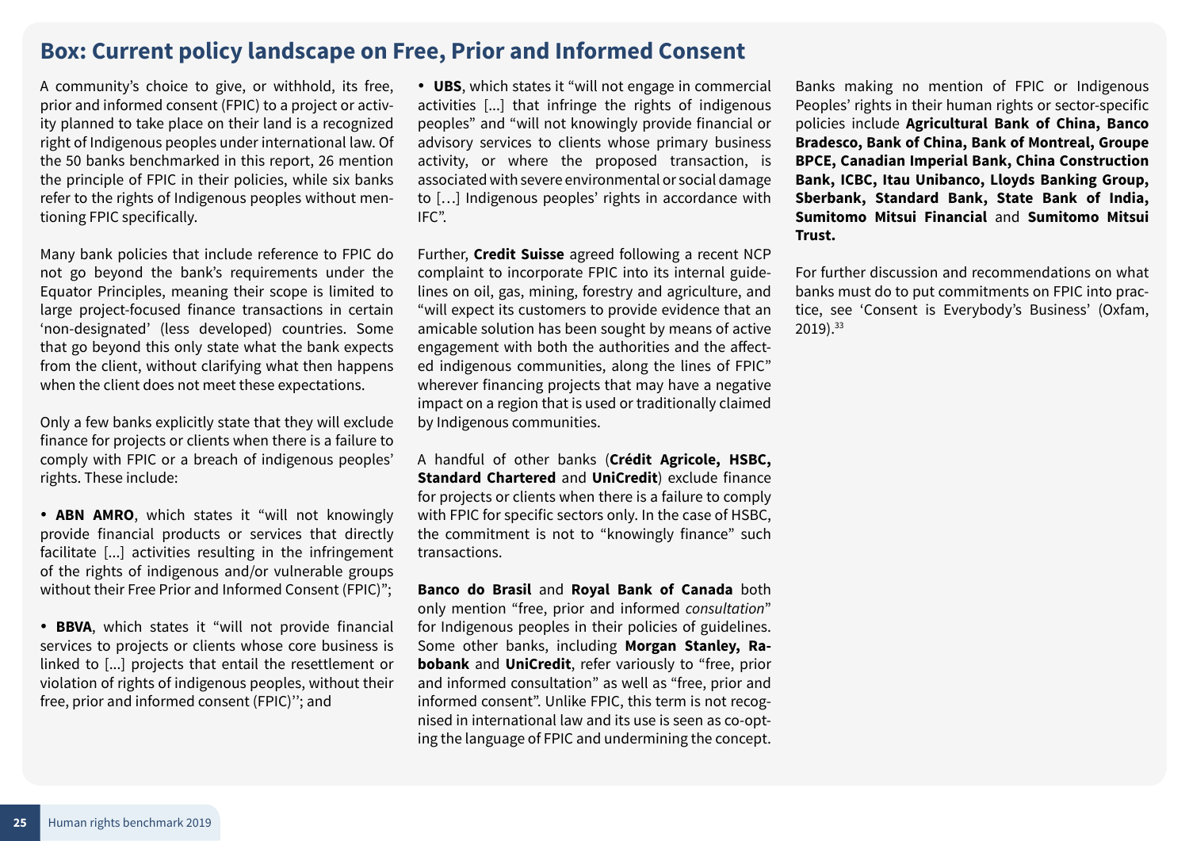## Box: Current policy landscape on Free, Prior and Informed Consent

A community's choice to give, or withhold, its free, prior and informed consent (FPIC) to a project or activity planned to take place on their land is a recognized right of Indigenous peoples under international law. Of the 50 banks benchmarked in this report, 26 mention the principle of FPIC in their policies, while six banks refer to the rights of Indigenous peoples without mentioning FPIC specifically.

Many bank policies that include reference to FPIC do not go beyond the bank's requirements under the Equator Principles, meaning their scope is limited to large project-focused finance transactions in certain 'non-designated' (less developed) countries. Some that go beyond this only state what the bank expects from the client, without clarifying what then happens when the client does not meet these expectations.

Only a few banks explicitly state that they will exclude finance for projects or clients when there is a failure to comply with FPIC or a breach of indigenous peoples' rights. These include:

- **ABN AMRO**, which states it "will not knowingly provide financial products or services that directly facilitate [...] activities resulting in the infringement of the rights of indigenous and/or vulnerable groups without their Free Prior and Informed Consent (FPIC)";

- **BBVA**, which states it "will not provide financial services to projects or clients whose core business is linked to [...] projects that entail the resettlement or violation of rights of indigenous peoples, without their free, prior and informed consent (FPIC)''; and

- **UBS**, which states it "will not engage in commercial activities [...] that infringe the rights of indigenous peoples" and "will not knowingly provide financial or advisory services to clients whose primary business activity, or where the proposed transaction, is associated with severe environmental or social damage to […] Indigenous peoples' rights in accordance with IFC".

Further, **Credit Suisse** agreed following a recent NCP complaint to incorporate FPIC into its internal guidelines on oil, gas, mining, forestry and agriculture, and "will expect its customers to provide evidence that an amicable solution has been sought by means of active engagement with both the authorities and the affected indigenous communities, along the lines of FPIC" wherever financing projects that may have a negative impact on a region that is used or traditionally claimed by Indigenous communities.

A handful of other banks (**Crédit Agricole, HSBC, Standard Chartered** and **UniCredit**) exclude finance for projects or clients when there is a failure to comply with FPIC for specific sectors only. In the case of HSBC, the commitment is not to "knowingly finance" such transactions.

**Banco do Brasil** and **Royal Bank of Canada** both only mention "free, prior and informed *consultation*" for Indigenous peoples in their policies of guidelines. Some other banks, including **Morgan Stanley, Rabobank** and **UniCredit**, refer variously to "free, prior and informed consultation" as well as "free, prior and informed consent". Unlike FPIC, this term is not recognised in international law and its use is seen as co-opting the language of FPIC and undermining the concept.

Banks making no mention of FPIC or Indigenous Peoples' rights in their human rights or sector-specific policies include **Agricultural Bank of China, Banco Bradesco, Bank of China, Bank of Montreal, Groupe BPCE, Canadian Imperial Bank, China Construction Bank, ICBC, Itau Unibanco, Lloyds Banking Group, Sberbank, Standard Bank, State Bank of India, Sumitomo Mitsui Financial** and **Sumitomo Mitsui Trust.**

For further discussion and recommendations on what banks must do to put commitments on FPIC into practice, see 'Consent is Everybody's Business' (Oxfam, 2019).[33]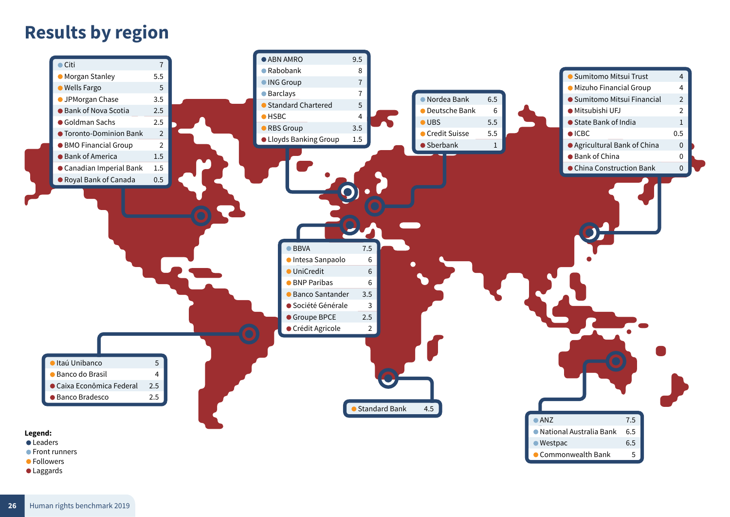# Results by region

| Bank | Score |
|---|---|
| Citi | 7 |
| Morgan Stanley | 5.5 |
| Wells Fargo | 5 |
| JPMorgan Chase | 3.5 |
| Bank of Nova Scotia | 2.5 |
| Goldman Sachs | 2.5 |
| Toronto-Dominion Bank | 2 |
| BMO Financial Group | 2 |
| Bank of America | 1.5 |
| Canadian Imperial Bank | 1.5 |
| Royal Bank of Canada | 0.5 |

| Bank | Score |
|---|---|
| ABN AMRO | 9.5 |
| Rabobank | 8 |
| ING Group | 7 |
| Barclays | 7 |
| Standard Chartered | 5 |
| HSBC | 4 |
| RBS Group | 3.5 |
| Lloyds Banking Group | 1.5 |

| Bank | Score |
|---|---|
| Nordea Bank | 6.5 |
| Deutsche Bank | 6 |
| UBS | 5.5 |
| Credit Suisse | 5.5 |
| Sberbank | 1 |

| Bank | Score |
|---|---|
| Sumitomo Mitsui Trust | 4 |
| Mizuho Financial Group | 4 |
| Sumitomo Mitsui Financial | 2 |
| Mitsubishi UFJ | 2 |
| State Bank of India | 1 |
| ICBC | 0.5 |
| Agricultural Bank of China | 0 |
| Bank of China | 0 |
| China Construction Bank | 0 |

| Bank | Score |
|---|---|
| BBVA | 7.5 |
| Intesa Sanpaolo | 6 |
| UniCredit | 6 |
| BNP Paribas | 6 |
| Banco Santander | 3.5 |
| Société Générale | 3 |
| Groupe BPCE | 2.5 |
| Crédit Agricole | 2 |

| Bank | Score |
|---|---|
| Itaú Unibanco | 5 |
| Banco do Brasil | 4 |
| Caixa Econômica Federal | 2.5 |
| Banco Bradesco | 2.5 |

| Bank | Score |
|---|---|
| Standard Bank | 4.5 |

| Bank | Score |
|---|---|
| ANZ | 7.5 |
| National Australia Bank | 6.5 |
| Westpac | 6.5 |
| Commonwealth Bank | 5 |

**Legend:**
- Leaders
- Front runners
- Followers
- Laggards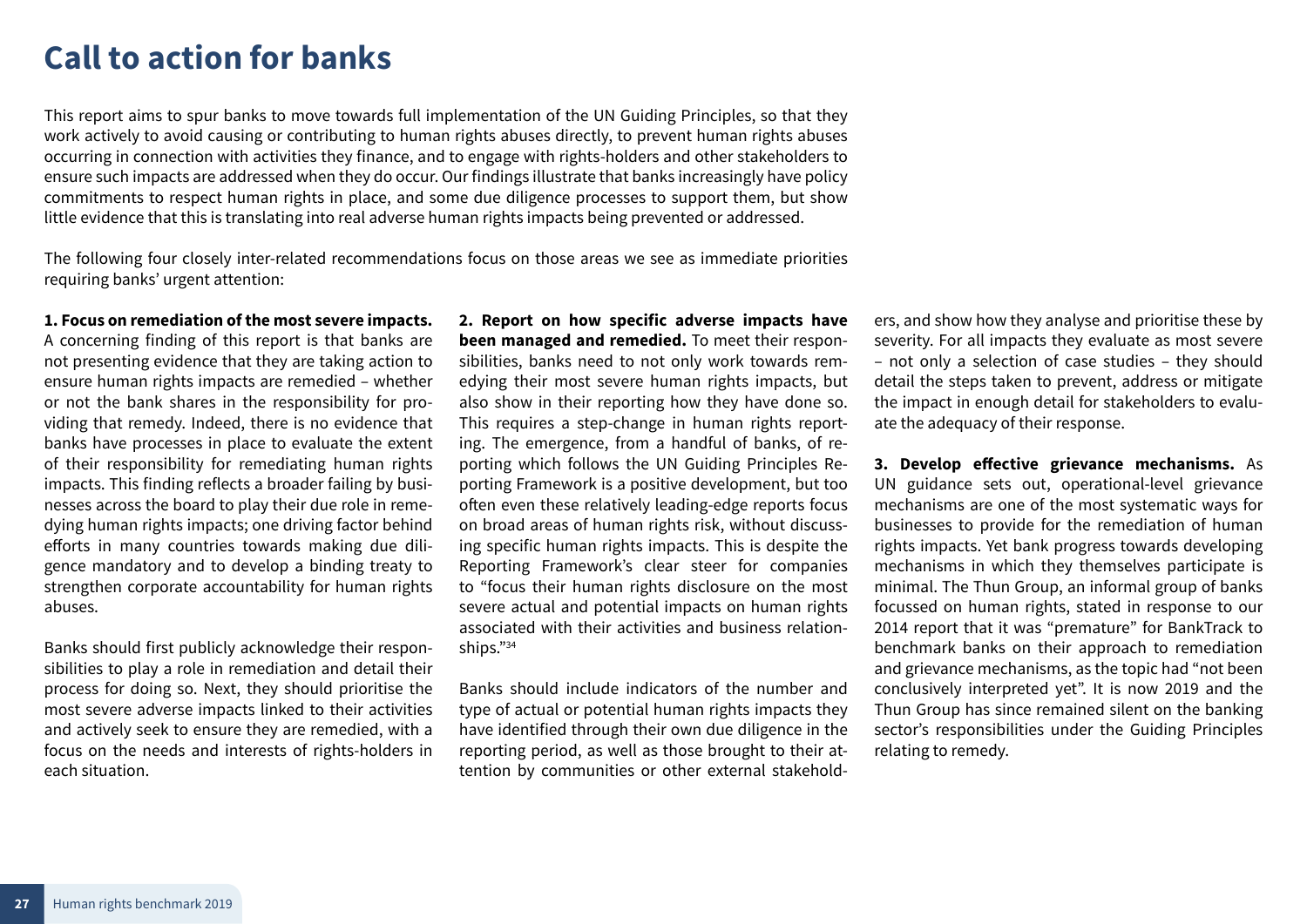# Call to action for banks

This report aims to spur banks to move towards full implementation of the UN Guiding Principles, so that they work actively to avoid causing or contributing to human rights abuses directly, to prevent human rights abuses occurring in connection with activities they finance, and to engage with rights-holders and other stakeholders to ensure such impacts are addressed when they do occur. Our findings illustrate that banks increasingly have policy commitments to respect human rights in place, and some due diligence processes to support them, but show little evidence that this is translating into real adverse human rights impacts being prevented or addressed.

The following four closely inter-related recommendations focus on those areas we see as immediate priorities requiring banks' urgent attention:

**1. Focus on remediation of the most severe impacts.** A concerning finding of this report is that banks are not presenting evidence that they are taking action to ensure human rights impacts are remedied – whether or not the bank shares in the responsibility for providing that remedy. Indeed, there is no evidence that banks have processes in place to evaluate the extent of their responsibility for remediating human rights impacts. This finding reflects a broader failing by businesses across the board to play their due role in remedying human rights impacts; one driving factor behind efforts in many countries towards making due diligence mandatory and to develop a binding treaty to strengthen corporate accountability for human rights abuses.

Banks should first publicly acknowledge their responsibilities to play a role in remediation and detail their process for doing so. Next, they should prioritise the most severe adverse impacts linked to their activities and actively seek to ensure they are remedied, with a focus on the needs and interests of rights-holders in each situation.

**2. Report on how specific adverse impacts have been managed and remedied.** To meet their responsibilities, banks need to not only work towards remedying their most severe human rights impacts, but also show in their reporting how they have done so. This requires a step-change in human rights reporting. The emergence, from a handful of banks, of reporting which follows the UN Guiding Principles Reporting Framework is a positive development, but too often even these relatively leading-edge reports focus on broad areas of human rights risk, without discussing specific human rights impacts. This is despite the Reporting Framework's clear steer for companies to "focus their human rights disclosure on the most severe actual and potential impacts on human rights associated with their activities and business relationships."[34]

Banks should include indicators of the number and type of actual or potential human rights impacts they have identified through their own due diligence in the reporting period, as well as those brought to their attention by communities or other external stakeholders, and show how they analyse and prioritise these by severity. For all impacts they evaluate as most severe – not only a selection of case studies – they should detail the steps taken to prevent, address or mitigate the impact in enough detail for stakeholders to evaluate the adequacy of their response.

**3. Develop effective grievance mechanisms.** As UN guidance sets out, operational-level grievance mechanisms are one of the most systematic ways for businesses to provide for the remediation of human rights impacts. Yet bank progress towards developing mechanisms in which they themselves participate is minimal. The Thun Group, an informal group of banks focussed on human rights, stated in response to our 2014 report that it was "premature" for BankTrack to benchmark banks on their approach to remediation and grievance mechanisms, as the topic had "not been conclusively interpreted yet". It is now 2019 and the Thun Group has since remained silent on the banking sector's responsibilities under the Guiding Principles relating to remedy.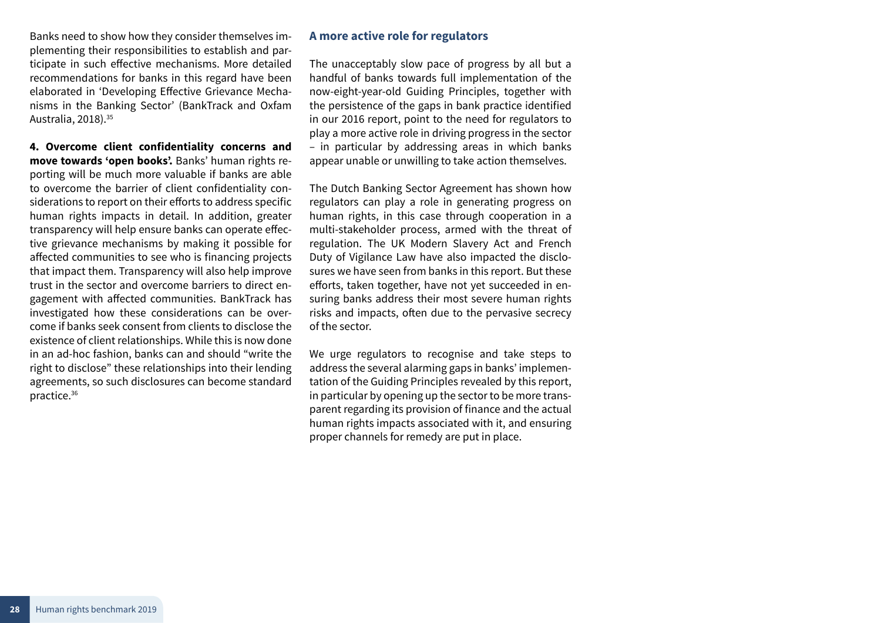Banks need to show how they consider themselves implementing their responsibilities to establish and participate in such effective mechanisms. More detailed recommendations for banks in this regard have been elaborated in 'Developing Effective Grievance Mechanisms in the Banking Sector' (BankTrack and Oxfam Australia, 2018).[35]

**4. Overcome client confidentiality concerns and move towards 'open books'.** Banks' human rights reporting will be much more valuable if banks are able to overcome the barrier of client confidentiality considerations to report on their efforts to address specific human rights impacts in detail. In addition, greater transparency will help ensure banks can operate effective grievance mechanisms by making it possible for affected communities to see who is financing projects that impact them. Transparency will also help improve trust in the sector and overcome barriers to direct engagement with affected communities. BankTrack has investigated how these considerations can be overcome if banks seek consent from clients to disclose the existence of client relationships. While this is now done in an ad-hoc fashion, banks can and should "write the right to disclose" these relationships into their lending agreements, so such disclosures can become standard practice.[36]

### A more active role for regulators

The unacceptably slow pace of progress by all but a handful of banks towards full implementation of the now-eight-year-old Guiding Principles, together with the persistence of the gaps in bank practice identified in our 2016 report, point to the need for regulators to play a more active role in driving progress in the sector – in particular by addressing areas in which banks appear unable or unwilling to take action themselves.

The Dutch Banking Sector Agreement has shown how regulators can play a role in generating progress on human rights, in this case through cooperation in a multi-stakeholder process, armed with the threat of regulation. The UK Modern Slavery Act and French Duty of Vigilance Law have also impacted the disclosures we have seen from banks in this report. But these efforts, taken together, have not yet succeeded in ensuring banks address their most severe human rights risks and impacts, often due to the pervasive secrecy of the sector.

We urge regulators to recognise and take steps to address the several alarming gaps in banks' implementation of the Guiding Principles revealed by this report, in particular by opening up the sector to be more transparent regarding its provision of finance and the actual human rights impacts associated with it, and ensuring proper channels for remedy are put in place.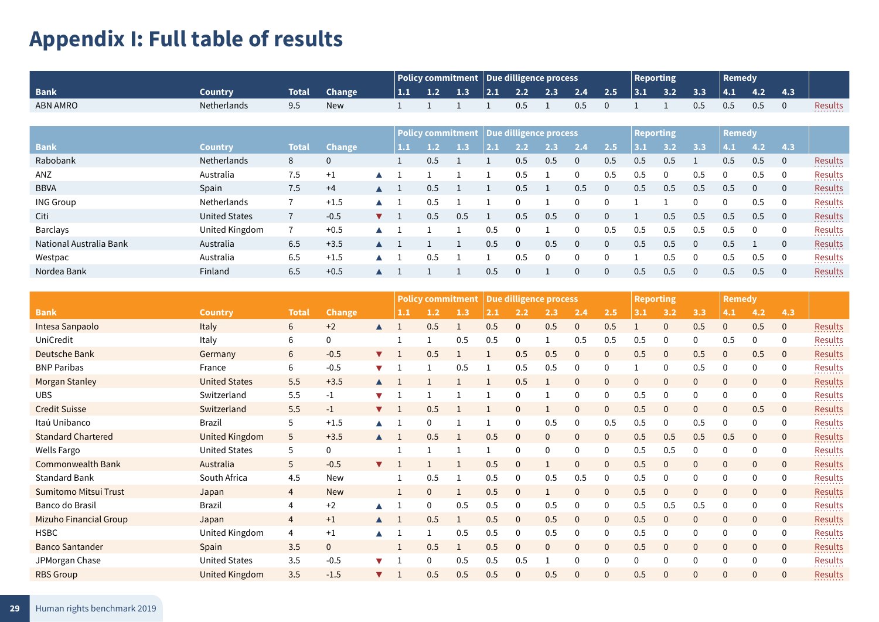# Appendix I: Full table of results

| Bank | Country | Total | Change | | Policy commitment 1.1 | 1.2 | 1.3 | Due dilligence process 2.1 | 2.2 | 2.3 | 2.4 | 2.5 | Reporting 3.1 | 3.2 | 3.3 | Remedy 4.1 | 4.2 | 4.3 | |
|---|---|---|---|---|---|---|---|---|---|---|---|---|---|---|---|---|---|---|---|
| ABN AMRO | Netherlands | 9.5 | New | | 1 | 1 | 1 | 1 | 0.5 | 1 | 0.5 | 0 | 1 | 1 | 0.5 | 0.5 | 0.5 | 0 | Results |

| Bank | Country | Total | Change | | Policy commitment 1.1 | 1.2 | 1.3 | Due dilligence process 2.1 | 2.2 | 2.3 | 2.4 | 2.5 | Reporting 3.1 | 3.2 | 3.3 | Remedy 4.1 | 4.2 | 4.3 | |
|---|---|---|---|---|---|---|---|---|---|---|---|---|---|---|---|---|---|---|---|
| Rabobank | Netherlands | 8 | 0 | | 1 | 0.5 | 1 | 1 | 0.5 | 0.5 | 0 | 0.5 | 0.5 | 0.5 | 1 | 0.5 | 0.5 | 0 | Results |
| ANZ | Australia | 7.5 | +1 | ▲ | 1 | 1 | 1 | 1 | 0.5 | 1 | 0 | 0.5 | 0.5 | 0 | 0.5 | 0 | 0.5 | 0 | Results |
| BBVA | Spain | 7.5 | +4 | ▲ | 1 | 0.5 | 1 | 1 | 0.5 | 1 | 0.5 | 0 | 0.5 | 0.5 | 0.5 | 0.5 | 0 | 0 | Results |
| ING Group | Netherlands | 7 | +1.5 | ▲ | 1 | 0.5 | 1 | 1 | 0 | 1 | 0 | 0 | 1 | 1 | 0 | 0 | 0.5 | 0 | Results |
| Citi | United States | 7 | -0.5 | ▼ | 1 | 0.5 | 0.5 | 1 | 0.5 | 0.5 | 0 | 0 | 1 | 0.5 | 0.5 | 0.5 | 0.5 | 0 | Results |
| Barclays | United Kingdom | 7 | +0.5 | ▲ | 1 | 1 | 1 | 0.5 | 0 | 1 | 0 | 0.5 | 0.5 | 0.5 | 0.5 | 0.5 | 0 | 0 | Results |
| National Australia Bank | Australia | 6.5 | +3.5 | ▲ | 1 | 1 | 1 | 0.5 | 0 | 0.5 | 0 | 0 | 0.5 | 0.5 | 0 | 0.5 | 1 | 0 | Results |
| Westpac | Australia | 6.5 | +1.5 | ▲ | 1 | 0.5 | 1 | 1 | 0.5 | 0 | 0 | 0 | 1 | 0.5 | 0 | 0.5 | 0.5 | 0 | Results |
| Nordea Bank | Finland | 6.5 | +0.5 | ▲ | 1 | 1 | 1 | 0.5 | 0 | 1 | 0 | 0 | 0.5 | 0.5 | 0 | 0.5 | 0.5 | 0 | Results |

| Bank | Country | Total | Change | | Policy commitment 1.1 | 1.2 | 1.3 | Due dilligence process 2.1 | 2.2 | 2.3 | 2.4 | 2.5 | Reporting 3.1 | 3.2 | 3.3 | Remedy 4.1 | 4.2 | 4.3 | |
|---|---|---|---|---|---|---|---|---|---|---|---|---|---|---|---|---|---|---|---|
| Intesa Sanpaolo | Italy | 6 | +2 | ▲ | 1 | 0.5 | 1 | 0.5 | 0 | 0.5 | 0 | 0.5 | 1 | 0 | 0.5 | 0 | 0.5 | 0 | Results |
| UniCredit | Italy | 6 | 0 | | 1 | 1 | 0.5 | 0.5 | 0 | 1 | 0.5 | 0.5 | 0.5 | 0 | 0 | 0.5 | 0 | 0 | Results |
| Deutsche Bank | Germany | 6 | -0.5 | ▼ | 1 | 0.5 | 1 | 1 | 0.5 | 0.5 | 0 | 0 | 0.5 | 0 | 0.5 | 0 | 0.5 | 0 | Results |
| BNP Paribas | France | 6 | -0.5 | ▼ | 1 | 1 | 0.5 | 1 | 0.5 | 0.5 | 0 | 0 | 1 | 0 | 0.5 | 0 | 0 | 0 | Results |
| Morgan Stanley | United States | 5.5 | +3.5 | ▲ | 1 | 1 | 1 | 1 | 0.5 | 1 | 0 | 0 | 0 | 0 | 0 | 0 | 0 | 0 | Results |
| UBS | Switzerland | 5.5 | -1 | ▼ | 1 | 1 | 1 | 1 | 0 | 1 | 0 | 0 | 0.5 | 0 | 0 | 0 | 0 | 0 | Results |
| Credit Suisse | Switzerland | 5.5 | -1 | ▼ | 1 | 0.5 | 1 | 1 | 0 | 1 | 0 | 0 | 0.5 | 0 | 0 | 0 | 0.5 | 0 | Results |
| Itaú Unibanco | Brazil | 5 | +1.5 | ▲ | 1 | 0 | 1 | 1 | 0 | 0.5 | 0 | 0.5 | 0.5 | 0 | 0.5 | 0 | 0 | 0 | Results |
| Standard Chartered | United Kingdom | 5 | +3.5 | ▲ | 1 | 0.5 | 1 | 0.5 | 0 | 0 | 0 | 0 | 0.5 | 0.5 | 0.5 | 0.5 | 0 | 0 | Results |
| Wells Fargo | United States | 5 | 0 | | 1 | 1 | 1 | 1 | 0 | 0 | 0 | 0 | 0.5 | 0.5 | 0 | 0 | 0 | 0 | Results |
| Commonwealth Bank | Australia | 5 | -0.5 | ▼ | 1 | 1 | 1 | 0.5 | 0 | 1 | 0 | 0 | 0.5 | 0 | 0 | 0 | 0 | 0 | Results |
| Standard Bank | South Africa | 4.5 | New | | 1 | 0.5 | 1 | 0.5 | 0 | 0.5 | 0.5 | 0 | 0.5 | 0 | 0 | 0 | 0 | 0 | Results |
| Sumitomo Mitsui Trust | Japan | 4 | New | | 1 | 0 | 1 | 0.5 | 0 | 1 | 0 | 0 | 0.5 | 0 | 0 | 0 | 0 | 0 | Results |
| Banco do Brasil | Brazil | 4 | +2 | ▲ | 1 | 0 | 0.5 | 0.5 | 0 | 0.5 | 0 | 0 | 0.5 | 0.5 | 0.5 | 0 | 0 | 0 | Results |
| Mizuho Financial Group | Japan | 4 | +1 | ▲ | 1 | 0.5 | 1 | 0.5 | 0 | 0.5 | 0 | 0 | 0.5 | 0 | 0 | 0 | 0 | 0 | Results |
| HSBC | United Kingdom | 4 | +1 | ▲ | 1 | 1 | 0.5 | 0.5 | 0 | 0.5 | 0 | 0 | 0.5 | 0 | 0 | 0 | 0 | 0 | Results |
| Banco Santander | Spain | 3.5 | 0 | | 1 | 0.5 | 1 | 0.5 | 0 | 0 | 0 | 0 | 0.5 | 0 | 0 | 0 | 0 | 0 | Results |
| JPMorgan Chase | United States | 3.5 | -0.5 | ▼ | 1 | 0 | 0.5 | 0.5 | 0.5 | 1 | 0 | 0 | 0 | 0 | 0 | 0 | 0 | 0 | Results |
| RBS Group | United Kingdom | 3.5 | -1.5 | ▼ | 1 | 0.5 | 0.5 | 0.5 | 0 | 0.5 | 0 | 0 | 0.5 | 0 | 0 | 0 | 0 | 0 | Results |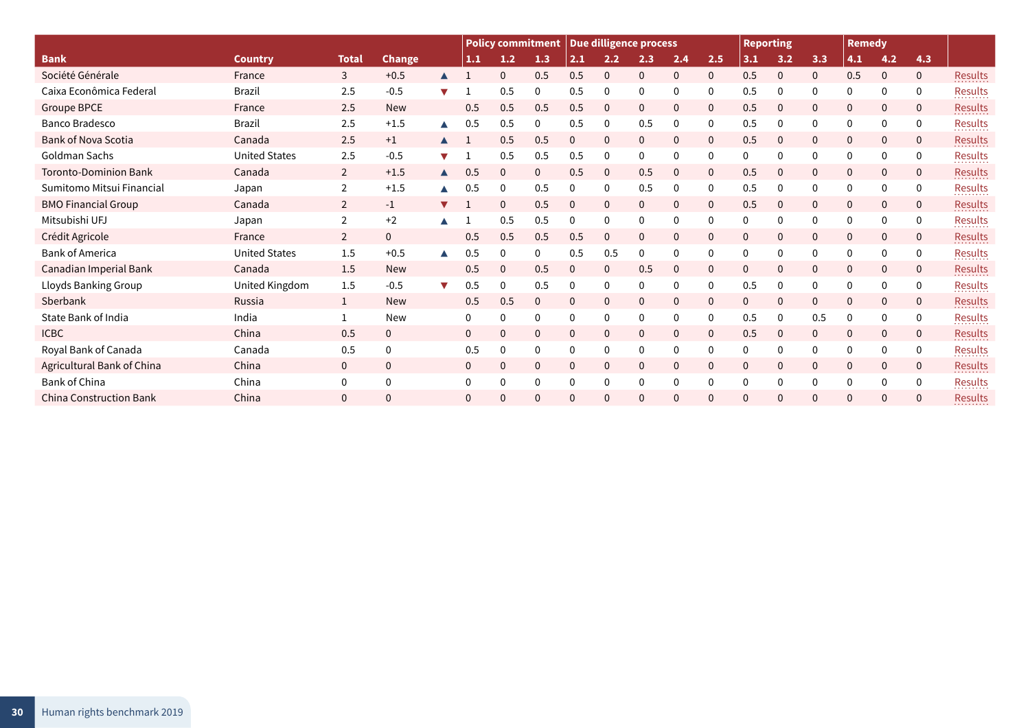| Bank | Country | Total | Change | | Policy commitment | | | Due dilligence process | | | | | Reporting | | | Remedy | | | |
|---|---|---|---|---|---|---|---|---|---|---|---|---|---|---|---|---|---|---|---|
| | | | | | 1.1 | 1.2 | 1.3 | 2.1 | 2.2 | 2.3 | 2.4 | 2.5 | 3.1 | 3.2 | 3.3 | 4.1 | 4.2 | 4.3 | |
| Société Générale | France | 3 | +0.5 | ▲ | 1 | 0 | 0.5 | 0.5 | 0 | 0 | 0 | 0 | 0.5 | 0 | 0 | 0.5 | 0 | 0 | Results |
| Caixa Econômica Federal | Brazil | 2.5 | -0.5 | ▼ | 1 | 0.5 | 0 | 0.5 | 0 | 0 | 0 | 0 | 0.5 | 0 | 0 | 0 | 0 | 0 | Results |
| Groupe BPCE | France | 2.5 | New | | 0.5 | 0.5 | 0.5 | 0.5 | 0 | 0 | 0 | 0 | 0.5 | 0 | 0 | 0 | 0 | 0 | Results |
| Banco Bradesco | Brazil | 2.5 | +1.5 | ▲ | 0.5 | 0.5 | 0 | 0.5 | 0 | 0.5 | 0 | 0 | 0.5 | 0 | 0 | 0 | 0 | 0 | Results |
| Bank of Nova Scotia | Canada | 2.5 | +1 | ▲ | 1 | 0.5 | 0.5 | 0 | 0 | 0 | 0 | 0 | 0.5 | 0 | 0 | 0 | 0 | 0 | Results |
| Goldman Sachs | United States | 2.5 | -0.5 | ▼ | 1 | 0.5 | 0.5 | 0.5 | 0 | 0 | 0 | 0 | 0 | 0 | 0 | 0 | 0 | 0 | Results |
| Toronto-Dominion Bank | Canada | 2 | +1.5 | ▲ | 0.5 | 0 | 0 | 0.5 | 0 | 0.5 | 0 | 0 | 0.5 | 0 | 0 | 0 | 0 | 0 | Results |
| Sumitomo Mitsui Financial | Japan | 2 | +1.5 | ▲ | 0.5 | 0 | 0.5 | 0 | 0 | 0.5 | 0 | 0 | 0.5 | 0 | 0 | 0 | 0 | 0 | Results |
| BMO Financial Group | Canada | 2 | -1 | ▼ | 1 | 0 | 0.5 | 0 | 0 | 0 | 0 | 0 | 0.5 | 0 | 0 | 0 | 0 | 0 | Results |
| Mitsubishi UFJ | Japan | 2 | +2 | ▲ | 1 | 0.5 | 0.5 | 0 | 0 | 0 | 0 | 0 | 0 | 0 | 0 | 0 | 0 | 0 | Results |
| Crédit Agricole | France | 2 | 0 | | 0.5 | 0.5 | 0.5 | 0.5 | 0 | 0 | 0 | 0 | 0 | 0 | 0 | 0 | 0 | 0 | Results |
| Bank of America | United States | 1.5 | +0.5 | ▲ | 0.5 | 0 | 0 | 0.5 | 0.5 | 0 | 0 | 0 | 0 | 0 | 0 | 0 | 0 | 0 | Results |
| Canadian Imperial Bank | Canada | 1.5 | New | | 0.5 | 0 | 0.5 | 0 | 0 | 0.5 | 0 | 0 | 0 | 0 | 0 | 0 | 0 | 0 | Results |
| Lloyds Banking Group | United Kingdom | 1.5 | -0.5 | ▼ | 0.5 | 0 | 0.5 | 0 | 0 | 0 | 0 | 0 | 0.5 | 0 | 0 | 0 | 0 | 0 | Results |
| Sberbank | Russia | 1 | New | | 0.5 | 0.5 | 0 | 0 | 0 | 0 | 0 | 0 | 0 | 0 | 0 | 0 | 0 | 0 | Results |
| State Bank of India | India | 1 | New | | 0 | 0 | 0 | 0 | 0 | 0 | 0 | 0 | 0.5 | 0 | 0.5 | 0 | 0 | 0 | Results |
| ICBC | China | 0.5 | 0 | | 0 | 0 | 0 | 0 | 0 | 0 | 0 | 0 | 0.5 | 0 | 0 | 0 | 0 | 0 | Results |
| Royal Bank of Canada | Canada | 0.5 | 0 | | 0.5 | 0 | 0 | 0 | 0 | 0 | 0 | 0 | 0 | 0 | 0 | 0 | 0 | 0 | Results |
| Agricultural Bank of China | China | 0 | 0 | | 0 | 0 | 0 | 0 | 0 | 0 | 0 | 0 | 0 | 0 | 0 | 0 | 0 | 0 | Results |
| Bank of China | China | 0 | 0 | | 0 | 0 | 0 | 0 | 0 | 0 | 0 | 0 | 0 | 0 | 0 | 0 | 0 | 0 | Results |
| China Construction Bank | China | 0 | 0 | | 0 | 0 | 0 | 0 | 0 | 0 | 0 | 0 | 0 | 0 | 0 | 0 | 0 | 0 | Results |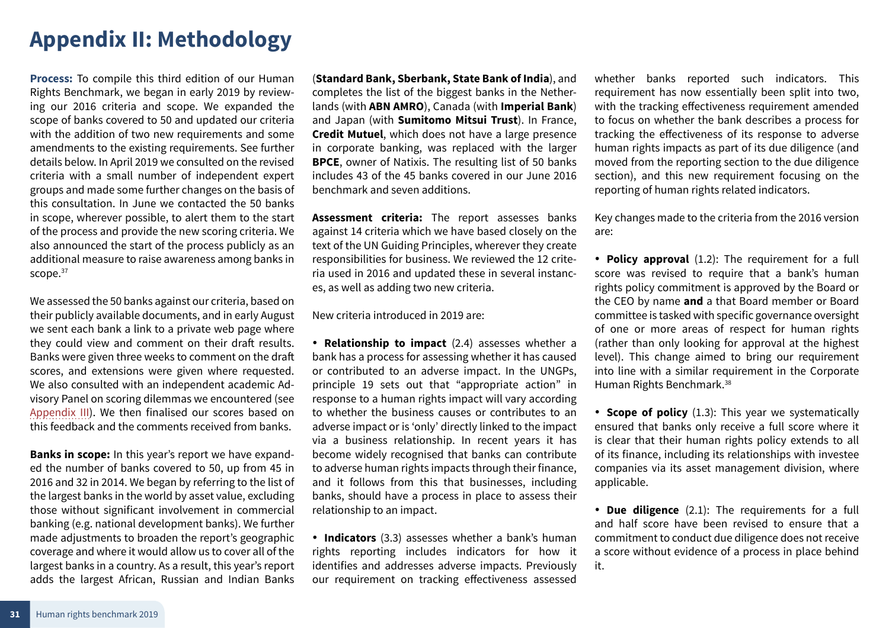# Appendix II: Methodology

**Process:** To compile this third edition of our Human Rights Benchmark, we began in early 2019 by reviewing our 2016 criteria and scope. We expanded the scope of banks covered to 50 and updated our criteria with the addition of two new requirements and some amendments to the existing requirements. See further details below. In April 2019 we consulted on the revised criteria with a small number of independent expert groups and made some further changes on the basis of this consultation. In June we contacted the 50 banks in scope, wherever possible, to alert them to the start of the process and provide the new scoring criteria. We also announced the start of the process publicly as an additional measure to raise awareness among banks in scope.[37]

We assessed the 50 banks against our criteria, based on their publicly available documents, and in early August we sent each bank a link to a private web page where they could view and comment on their draft results. Banks were given three weeks to comment on the draft scores, and extensions were given where requested. We also consulted with an independent academic Advisory Panel on scoring dilemmas we encountered (see Appendix III). We then finalised our scores based on this feedback and the comments received from banks.

**Banks in scope:** In this year's report we have expanded the number of banks covered to 50, up from 45 in 2016 and 32 in 2014. We began by referring to the list of the largest banks in the world by asset value, excluding those without significant involvement in commercial banking (e.g. national development banks). We further made adjustments to broaden the report's geographic coverage and where it would allow us to cover all of the largest banks in a country. As a result, this year's report adds the largest African, Russian and Indian Banks (**Standard Bank, Sberbank, State Bank of India**), and completes the list of the biggest banks in the Netherlands (with **ABN AMRO**), Canada (with **Imperial Bank**) and Japan (with **Sumitomo Mitsui Trust**). In France, **Credit Mutuel**, which does not have a large presence in corporate banking, was replaced with the larger **BPCE**, owner of Natixis. The resulting list of 50 banks includes 43 of the 45 banks covered in our June 2016 benchmark and seven additions.

**Assessment criteria:** The report assesses banks against 14 criteria which we have based closely on the text of the UN Guiding Principles, wherever they create responsibilities for business. We reviewed the 12 criteria used in 2016 and updated these in several instances, as well as adding two new criteria.

New criteria introduced in 2019 are:

- **Relationship to impact** (2.4) assesses whether a bank has a process for assessing whether it has caused or contributed to an adverse impact. In the UNGPs, principle 19 sets out that "appropriate action" in response to a human rights impact will vary according to whether the business causes or contributes to an adverse impact or is 'only' directly linked to the impact via a business relationship. In recent years it has become widely recognised that banks can contribute to adverse human rights impacts through their finance, and it follows from this that businesses, including banks, should have a process in place to assess their relationship to an impact.

- **Indicators** (3.3) assesses whether a bank's human rights reporting includes indicators for how it identifies and addresses adverse impacts. Previously our requirement on tracking effectiveness assessed whether banks reported such indicators. This requirement has now essentially been split into two, with the tracking effectiveness requirement amended to focus on whether the bank describes a process for tracking the effectiveness of its response to adverse human rights impacts as part of its due diligence (and moved from the reporting section to the due diligence section), and this new requirement focusing on the reporting of human rights related indicators.

Key changes made to the criteria from the 2016 version are:

- **Policy approval** (1.2): The requirement for a full score was revised to require that a bank's human rights policy commitment is approved by the Board or the CEO by name **and** a that Board member or Board committee is tasked with specific governance oversight of one or more areas of respect for human rights (rather than only looking for approval at the highest level). This change aimed to bring our requirement into line with a similar requirement in the Corporate Human Rights Benchmark.[38]

- **Scope of policy** (1.3): This year we systematically ensured that banks only receive a full score where it is clear that their human rights policy extends to all of its finance, including its relationships with investee companies via its asset management division, where applicable.

- **Due diligence** (2.1): The requirements for a full and half score have been revised to ensure that a commitment to conduct due diligence does not receive a score without evidence of a process in place behind it.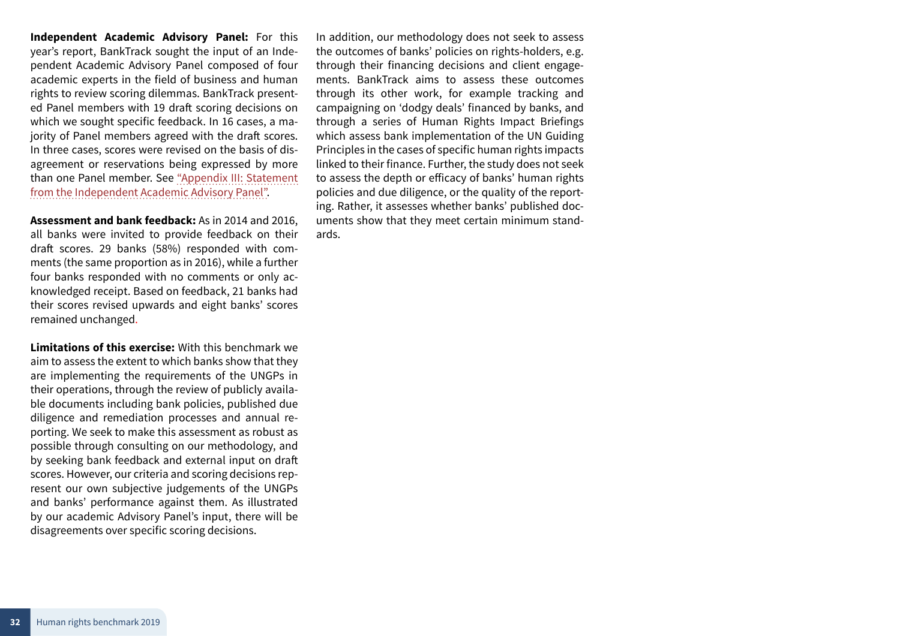**Independent Academic Advisory Panel:** For this year's report, BankTrack sought the input of an Independent Academic Advisory Panel composed of four academic experts in the field of business and human rights to review scoring dilemmas. BankTrack presented Panel members with 19 draft scoring decisions on which we sought specific feedback. In 16 cases, a majority of Panel members agreed with the draft scores. In three cases, scores were revised on the basis of disagreement or reservations being expressed by more than one Panel member. See "Appendix III: Statement from the Independent Academic Advisory Panel".

**Assessment and bank feedback:** As in 2014 and 2016, all banks were invited to provide feedback on their draft scores. 29 banks (58%) responded with comments (the same proportion as in 2016), while a further four banks responded with no comments or only acknowledged receipt. Based on feedback, 21 banks had their scores revised upwards and eight banks' scores remained unchanged.

**Limitations of this exercise:** With this benchmark we aim to assess the extent to which banks show that they are implementing the requirements of the UNGPs in their operations, through the review of publicly available documents including bank policies, published due diligence and remediation processes and annual reporting. We seek to make this assessment as robust as possible through consulting on our methodology, and by seeking bank feedback and external input on draft scores. However, our criteria and scoring decisions represent our own subjective judgements of the UNGPs and banks' performance against them. As illustrated by our academic Advisory Panel's input, there will be disagreements over specific scoring decisions.

In addition, our methodology does not seek to assess the outcomes of banks' policies on rights-holders, e.g. through their financing decisions and client engagements. BankTrack aims to assess these outcomes through its other work, for example tracking and campaigning on 'dodgy deals' financed by banks, and through a series of Human Rights Impact Briefings which assess bank implementation of the UN Guiding Principles in the cases of specific human rights impacts linked to their finance. Further, the study does not seek to assess the depth or efficacy of banks' human rights policies and due diligence, or the quality of the reporting. Rather, it assesses whether banks' published documents show that they meet certain minimum standards.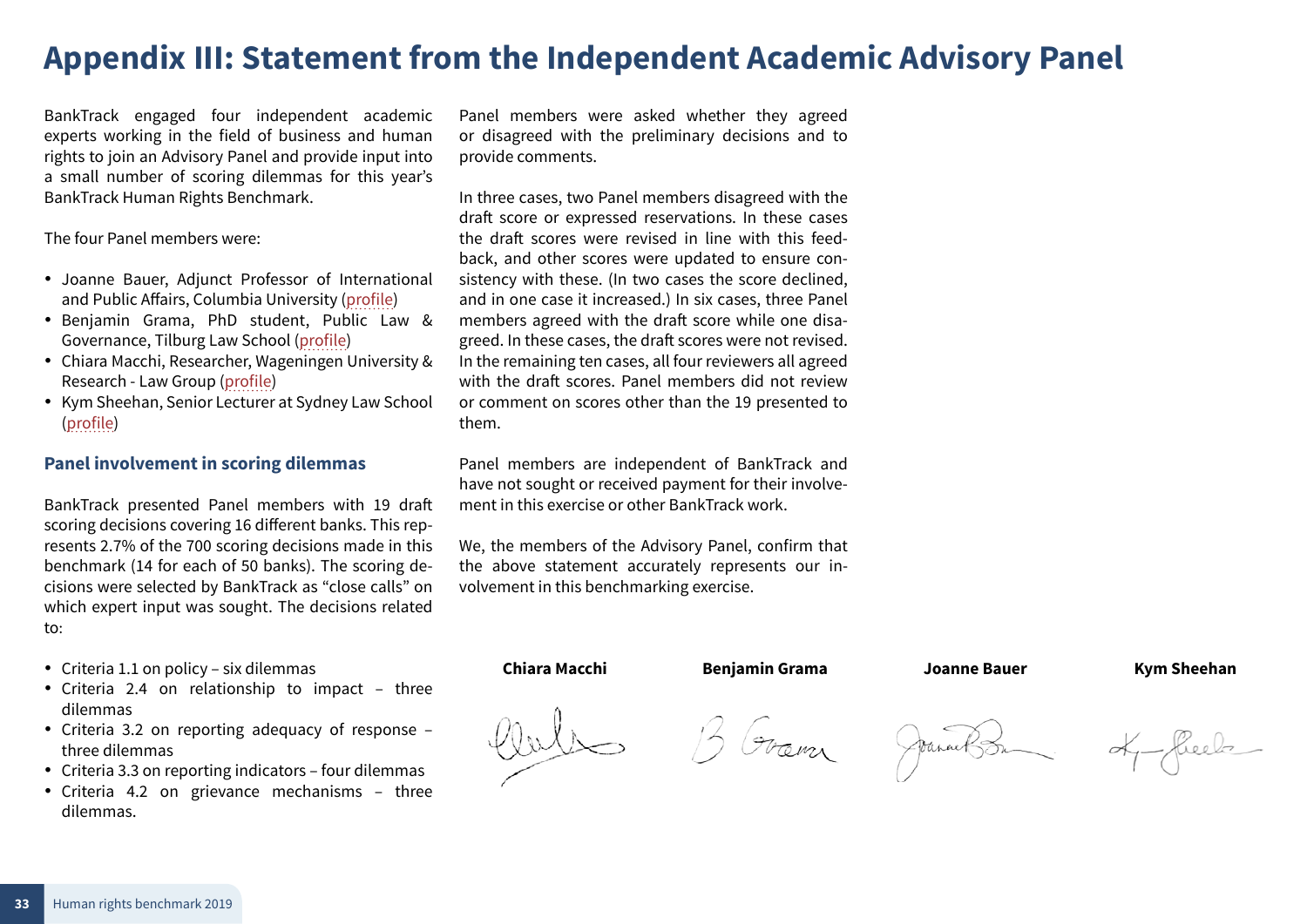# Appendix III: Statement from the Independent Academic Advisory Panel

BankTrack engaged four independent academic experts working in the field of business and human rights to join an Advisory Panel and provide input into a small number of scoring dilemmas for this year's BankTrack Human Rights Benchmark.

The four Panel members were:

- Joanne Bauer, Adjunct Professor of International and Public Affairs, Columbia University (profile)
- Benjamin Grama, PhD student, Public Law & Governance, Tilburg Law School (profile)
- Chiara Macchi, Researcher, Wageningen University & Research - Law Group (profile)
- Kym Sheehan, Senior Lecturer at Sydney Law School (profile)

### Panel involvement in scoring dilemmas

BankTrack presented Panel members with 19 draft scoring decisions covering 16 different banks. This represents 2.7% of the 700 scoring decisions made in this benchmark (14 for each of 50 banks). The scoring decisions were selected by BankTrack as "close calls" on which expert input was sought. The decisions related to:

- Criteria 1.1 on policy – six dilemmas
- Criteria 2.4 on relationship to impact – three dilemmas
- Criteria 3.2 on reporting adequacy of response – three dilemmas
- Criteria 3.3 on reporting indicators – four dilemmas
- Criteria 4.2 on grievance mechanisms – three dilemmas.

Panel members were asked whether they agreed or disagreed with the preliminary decisions and to provide comments.

In three cases, two Panel members disagreed with the draft score or expressed reservations. In these cases the draft scores were revised in line with this feedback, and other scores were updated to ensure consistency with these. (In two cases the score declined, and in one case it increased.) In six cases, three Panel members agreed with the draft score while one disagreed. In these cases, the draft scores were not revised. In the remaining ten cases, all four reviewers all agreed with the draft scores. Panel members did not review or comment on scores other than the 19 presented to them.

Panel members are independent of BankTrack and have not sought or received payment for their involvement in this exercise or other BankTrack work.

We, the members of the Advisory Panel, confirm that the above statement accurately represents our involvement in this benchmarking exercise.

**Chiara Macchi** **Benjamin Grama** **Joanne Bauer** **Kym Sheehan**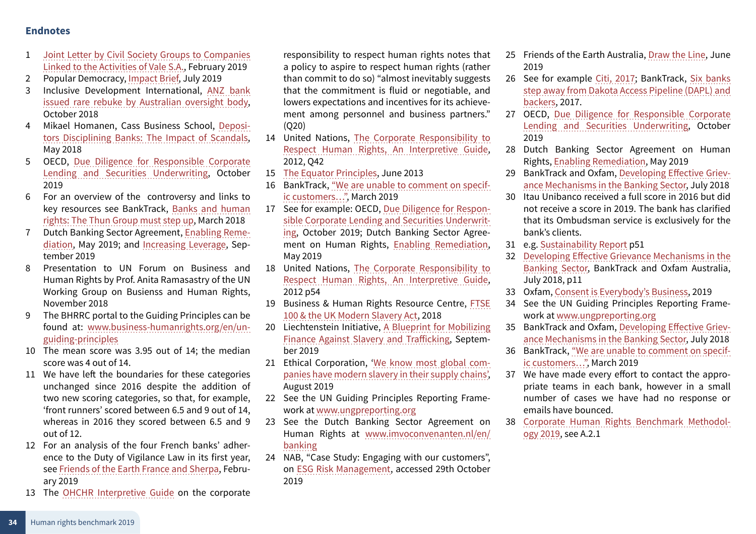## Endnotes

1. Joint Letter by Civil Society Groups to Companies Linked to the Activities of Vale S.A., February 2019
2. Popular Democracy, Impact Brief, July 2019
3. Inclusive Development International, ANZ bank issued rare rebuke by Australian oversight body, October 2018
4. Mikael Homanen, Cass Business School, Depositors Disciplining Banks: The Impact of Scandals, May 2018
5. OECD, Due Diligence for Responsible Corporate Lending and Securities Underwriting, October 2019
6. For an overview of the controversy and links to key resources see BankTrack, Banks and human rights: The Thun Group must step up, March 2018
7. Dutch Banking Sector Agreement, Enabling Remediation, May 2019; and Increasing Leverage, September 2019
8. Presentation to UN Forum on Business and Human Rights by Prof. Anita Ramasastry of the UN Working Group on Busienss and Human Rights, November 2018
9. The BHRRC portal to the Guiding Principles can be found at: www.business-humanrights.org/en/un-guiding-principles
10. The mean score was 3.95 out of 14; the median score was 4 out of 14.
11. We have left the boundaries for these categories unchanged since 2016 despite the addition of two new scoring categories, so that, for example, 'front runners' scored between 6.5 and 9 out of 14, whereas in 2016 they scored between 6.5 and 9 out of 12.
12. For an analysis of the four French banks' adherence to the Duty of Vigilance Law in its first year, see Friends of the Earth France and Sherpa, February 2019
13. The OHCHR Interpretive Guide on the corporate responsibility to respect human rights notes that a policy to aspire to respect human rights (rather than commit to do so) "almost inevitably suggests that the commitment is fluid or negotiable, and lowers expectations and incentives for its achievement among personnel and business partners." (Q20)
14. United Nations, The Corporate Responsibility to Respect Human Rights, An Interpretive Guide, 2012, Q42
15. The Equator Principles, June 2013
16. BankTrack, "We are unable to comment on specific customers…", March 2019
17. See for example: OECD, Due Diligence for Responsible Corporate Lending and Securities Underwriting, October 2019; Dutch Banking Sector Agreement on Human Rights, Enabling Remediation, May 2019
18. United Nations, The Corporate Responsibility to Respect Human Rights, An Interpretive Guide, 2012 p54
19. Business & Human Rights Resource Centre, FTSE 100 & the UK Modern Slavery Act, 2018
20. Liechtenstein Initiative, A Blueprint for Mobilizing Finance Against Slavery and Trafficking, September 2019
21. Ethical Corporation, 'We know most global companies have modern slavery in their supply chains', August 2019
22. See the UN Guiding Principles Reporting Framework at www.ungpreporting.org
23. See the Dutch Banking Sector Agreement on Human Rights at www.imvoconvenanten.nl/en/banking
24. NAB, "Case Study: Engaging with our customers", on ESG Risk Management, accessed 29th October 2019
25. Friends of the Earth Australia, Draw the Line, June 2019
26. See for example Citi, 2017; BankTrack, Six banks step away from Dakota Access Pipeline (DAPL) and backers, 2017.
27. OECD, Due Diligence for Responsible Corporate Lending and Securities Underwriting, October 2019
28. Dutch Banking Sector Agreement on Human Rights, Enabling Remediation, May 2019
29. BankTrack and Oxfam, Developing Effective Grievance Mechanisms in the Banking Sector, July 2018
30. Itau Unibanco received a full score in 2016 but did not receive a score in 2019. The bank has clarified that its Ombudsman service is exclusively for the bank's clients.
31. e.g. Sustainability Report p51
32. Developing Effective Grievance Mechanisms in the Banking Sector, BankTrack and Oxfam Australia, July 2018, p11
33. Oxfam, Consent is Everybody's Business, 2019
34. See the UN Guiding Principles Reporting Framework at www.ungpreporting.org
35. BankTrack and Oxfam, Developing Effective Grievance Mechanisms in the Banking Sector, July 2018
36. BankTrack, "We are unable to comment on specific customers…", March 2019
37. We have made every effort to contact the appropriate teams in each bank, however in a small number of cases we have had no response or emails have bounced.
38. Corporate Human Rights Benchmark Methodology 2019, see A.2.1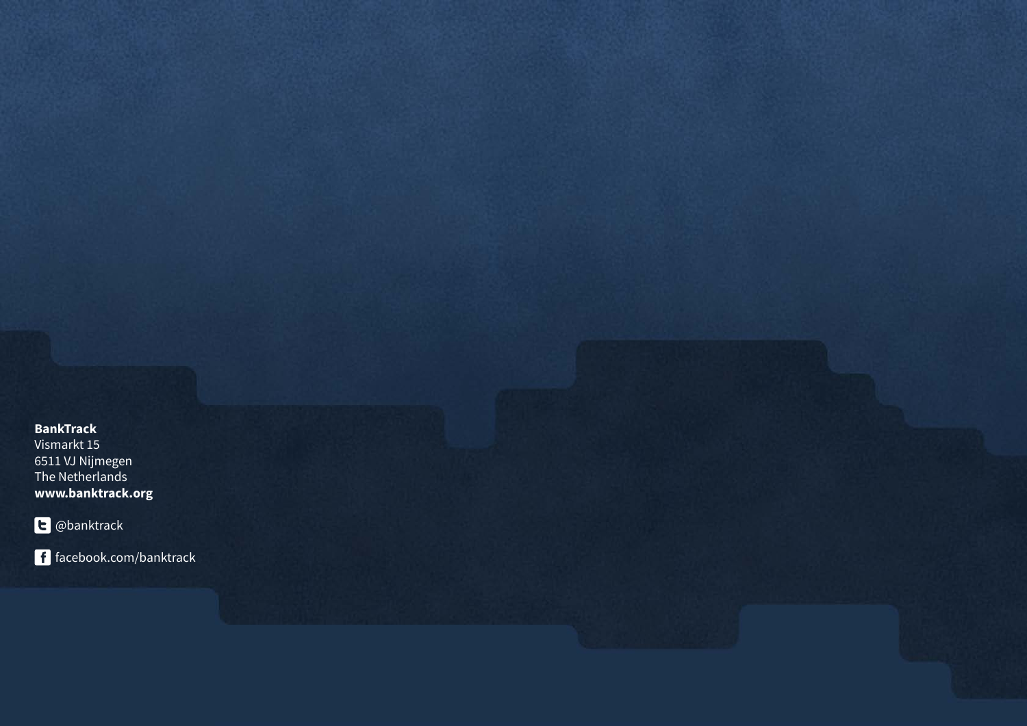**BankTrack**
Vismarkt 15
6511 VJ Nijmegen
The Netherlands
**www.banktrack.org**

@banktrack

facebook.com/banktrack